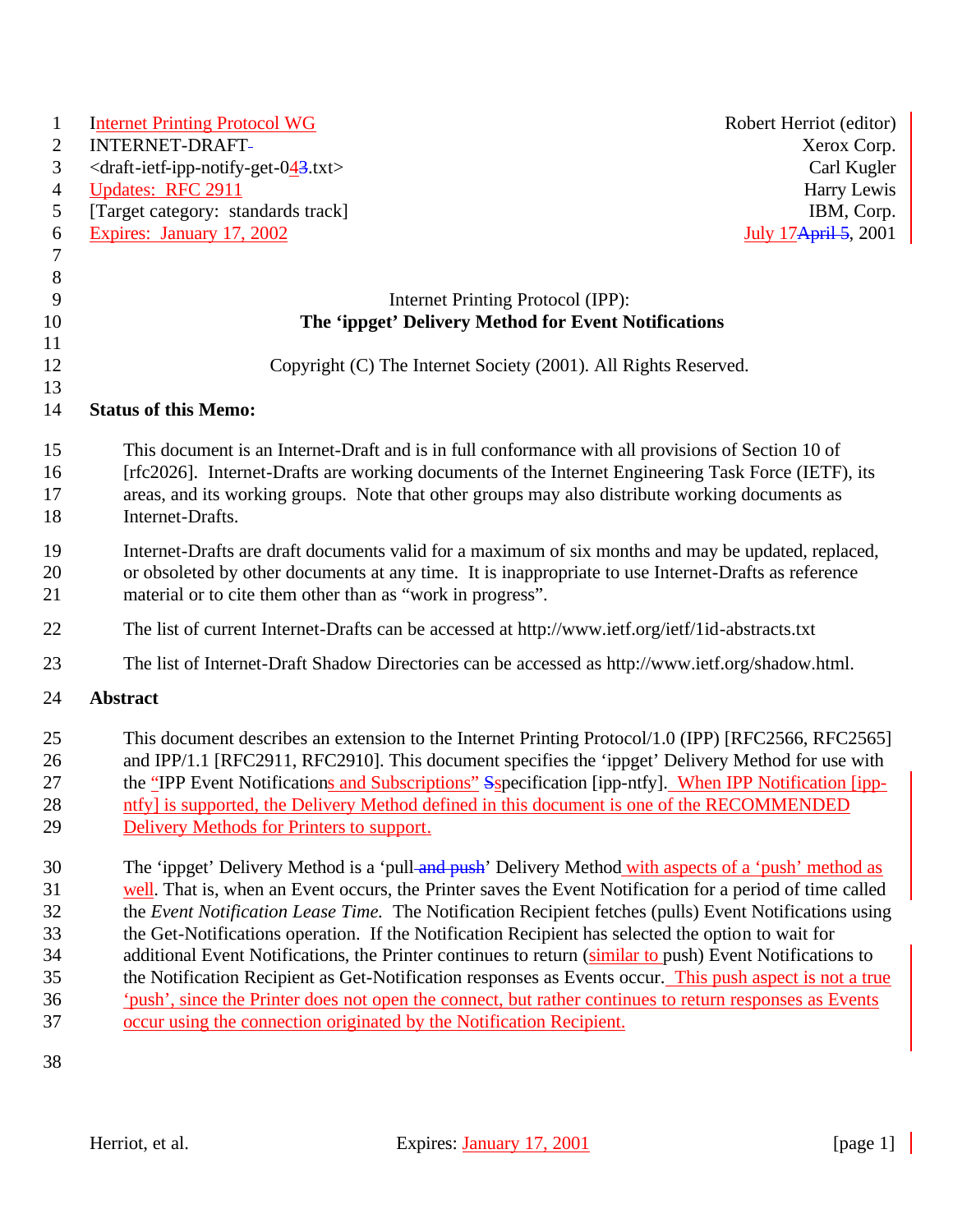Internet Printing Protocol WG
INTERNET-DRAFT
<draft-ietf-ipp-notify-get-04.txt>
Updates: RFC 2911
[Target category: standards track]
Expires: January 17, 2002

Robert Herriot (editor)
Xerox Corp.
Carl Kugler
Harry Lewis
IBM, Corp.
July 17, 2001

# Internet Printing Protocol (IPP): The 'ippget' Delivery Method for Event Notifications

Copyright (C) The Internet Society (2001). All Rights Reserved.

## Status of this Memo:

This document is an Internet-Draft and is in full conformance with all provisions of Section 10 of [rfc2026]. Internet-Drafts are working documents of the Internet Engineering Task Force (IETF), its areas, and its working groups. Note that other groups may also distribute working documents as Internet-Drafts.

Internet-Drafts are draft documents valid for a maximum of six months and may be updated, replaced, or obsoleted by other documents at any time. It is inappropriate to use Internet-Drafts as reference material or to cite them other than as "work in progress".

The list of current Internet-Drafts can be accessed at http://www.ietf.org/ietf/1id-abstracts.txt

The list of Internet-Draft Shadow Directories can be accessed as http://www.ietf.org/shadow.html.

## Abstract

This document describes an extension to the Internet Printing Protocol/1.0 (IPP) [RFC2566, RFC2565] and IPP/1.1 [RFC2911, RFC2910]. This document specifies the 'ippget' Delivery Method for use with the "IPP Event Notifications and Subscriptions" specification [ipp-ntfy]. When IPP Notification [ipp-ntfy] is supported, the Delivery Method defined in this document is one of the RECOMMENDED Delivery Methods for Printers to support.

The 'ippget' Delivery Method is a 'pull' Delivery Method with aspects of a 'push' method as well. That is, when an Event occurs, the Printer saves the Event Notification for a period of time called the *Event Notification Lease Time.* The Notification Recipient fetches (pulls) Event Notifications using the Get-Notifications operation. If the Notification Recipient has selected the option to wait for additional Event Notifications, the Printer continues to return (similar to push) Event Notifications to the Notification Recipient as Get-Notification responses as Events occur. This push aspect is not a true 'push', since the Printer does not open the connect, but rather continues to return responses as Events occur using the connection originated by the Notification Recipient.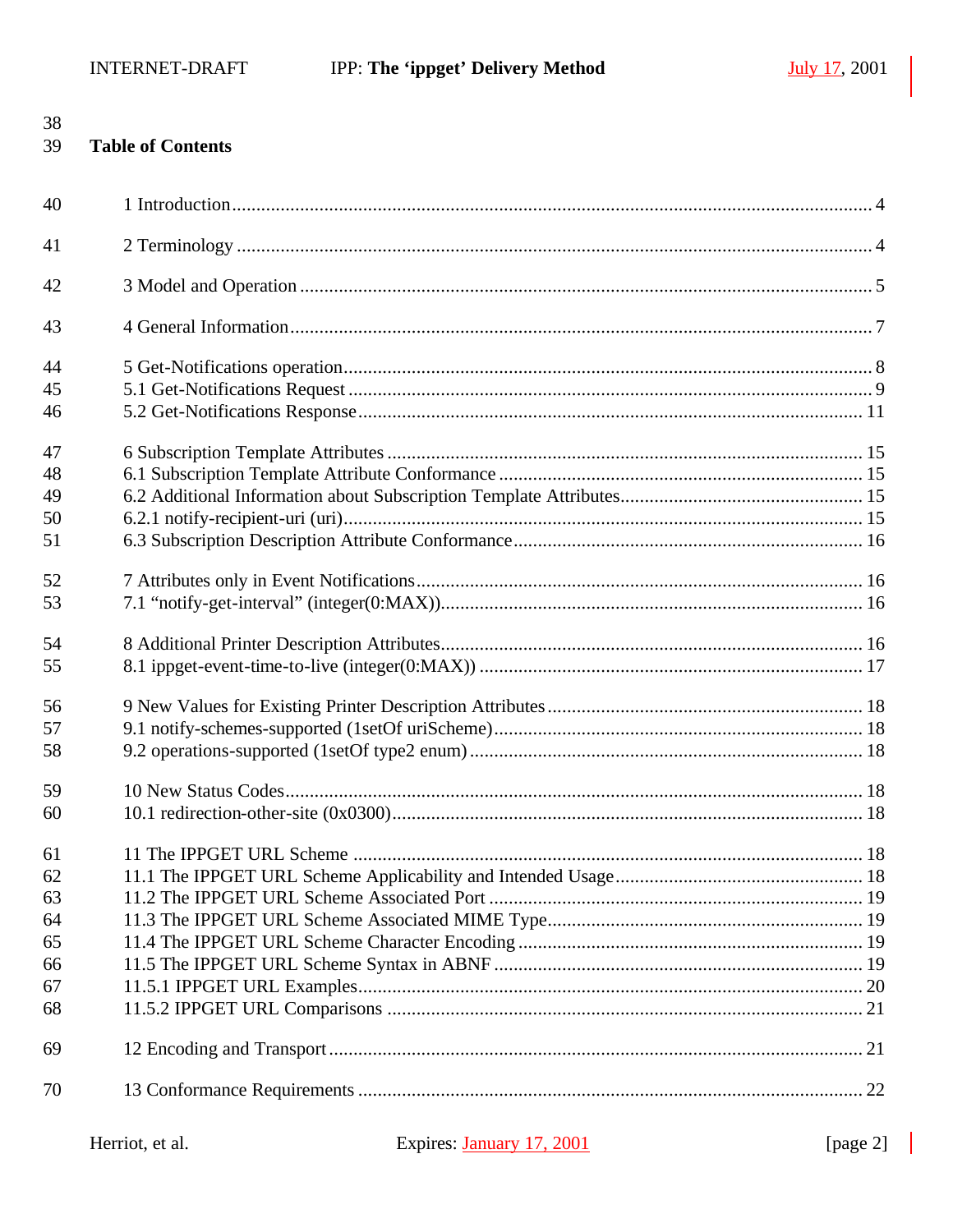## Table of Contents

1 Introduction .................................................................................................................... 4

2 Terminology .................................................................................................................... 4

3 Model and Operation ...................................................................................................... 5

4 General Information ........................................................................................................ 7

5 Get-Notifications operation ............................................................................................ 8
5.1 Get-Notifications Request ............................................................................................ 9
5.2 Get-Notifications Response ......................................................................................... 11

6 Subscription Template Attributes .................................................................................. 15
6.1 Subscription Template Attribute Conformance ............................................................ 15
6.2 Additional Information about Subscription Template Attributes .................................. 15
6.2.1 notify-recipient-uri (uri) ............................................................................................ 15
6.3 Subscription Description Attribute Conformance ........................................................ 16

7 Attributes only in Event Notifications ............................................................................ 16
7.1 "notify-get-interval" (integer(0:MAX)) ....................................................................... 16

8 Additional Printer Description Attributes ...................................................................... 16
8.1 ippget-event-time-to-live (integer(0:MAX)) ................................................................ 17

9 New Values for Existing Printer Description Attributes ................................................. 18
9.1 notify-schemes-supported (1setOf uriScheme) ............................................................ 18
9.2 operations-supported (1setOf type2 enum) ................................................................. 18

10 New Status Codes ......................................................................................................... 18
10.1 redirection-other-site (0x0300) ................................................................................. 18

11 The IPPGET URL Scheme ........................................................................................... 18
11.1 The IPPGET URL Scheme Applicability and Intended Usage .................................... 18
11.2 The IPPGET URL Scheme Associated Port ............................................................... 19
11.3 The IPPGET URL Scheme Associated MIME Type ................................................... 19
11.4 The IPPGET URL Scheme Character Encoding ......................................................... 19
11.5 The IPPGET URL Scheme Syntax in ABNF .............................................................. 19
11.5.1 IPPGET URL Examples .......................................................................................... 20
11.5.2 IPPGET URL Comparisons ..................................................................................... 21

12 Encoding and Transport ................................................................................................ 21

13 Conformance Requirements ......................................................................................... 22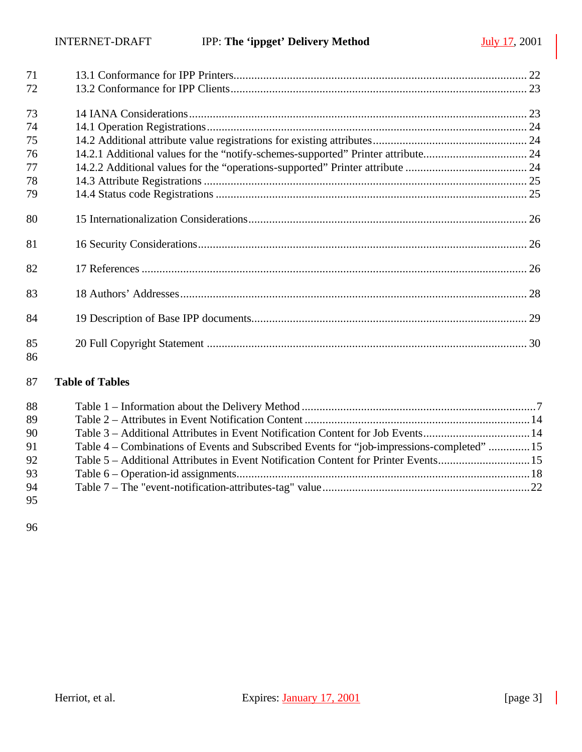13.1 Conformance for IPP Printers.................................................................................................. 22
13.2 Conformance for IPP Clients.................................................................................................. 23

14 IANA Considerations.................................................................................................................. 23
14.1 Operation Registrations.......................................................................................................... 24
14.2 Additional attribute value registrations for existing attributes.................................................. 24
14.2.1 Additional values for the “notify-schemes-supported” Printer attribute.................................. 24
14.2.2 Additional values for the “operations-supported” Printer attribute ......................................... 24
14.3 Attribute Registrations ........................................................................................................... 25
14.4 Status code Registrations ....................................................................................................... 25

15 Internationalization Considerations............................................................................................. 26

16 Security Considerations............................................................................................................... 26

17 References .................................................................................................................................. 26

18 Authors’ Addresses..................................................................................................................... 28

19 Description of Base IPP documents............................................................................................. 29

20 Full Copyright Statement ........................................................................................................... 30

## Table of Tables

Table 1 – Information about the Delivery Method ..............................................................................7
Table 2 – Attributes in Event Notification Content ............................................................................14
Table 3 – Additional Attributes in Event Notification Content for Job Events....................................14
Table 4 – Combinations of Events and Subscribed Events for “job-impressions-completed” ..............15
Table 5 – Additional Attributes in Event Notification Content for Printer Events...............................15
Table 6 – Operation-id assignments..................................................................................................18
Table 7 – The "event-notification-attributes-tag" value......................................................................22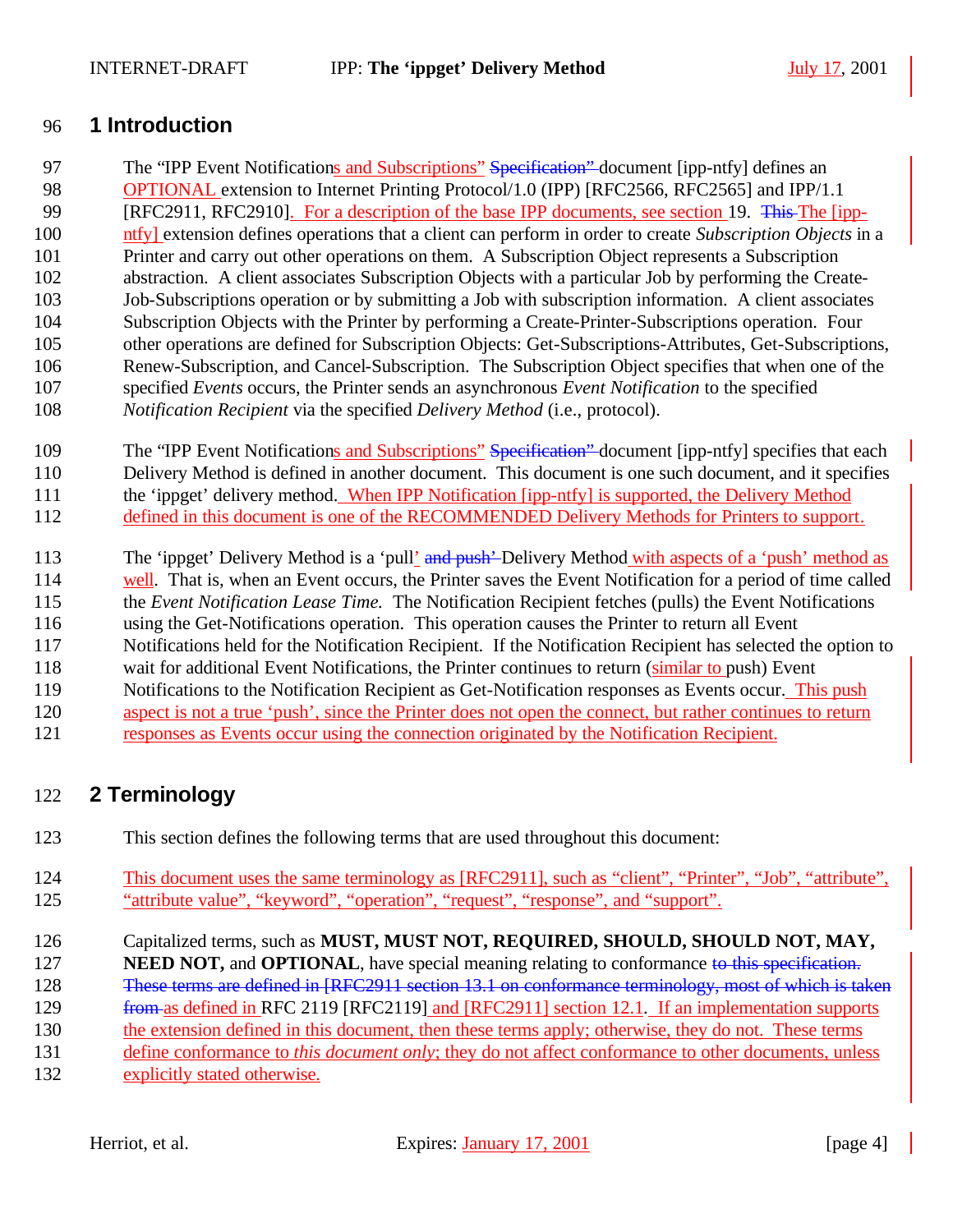# 1 Introduction

The “IPP Event Notifications and Subscriptions” ~~Specification”~~ document [ipp-ntfy] defines an OPTIONAL extension to Internet Printing Protocol/1.0 (IPP) [RFC2566, RFC2565] and IPP/1.1 [RFC2911, RFC2910]. For a description of the base IPP documents, see section 19. ~~This~~ The [ipp-ntfy] extension defines operations that a client can perform in order to create *Subscription Objects* in a Printer and carry out other operations on them. A Subscription Object represents a Subscription abstraction. A client associates Subscription Objects with a particular Job by performing the Create-Job-Subscriptions operation or by submitting a Job with subscription information. A client associates Subscription Objects with the Printer by performing a Create-Printer-Subscriptions operation. Four other operations are defined for Subscription Objects: Get-Subscriptions-Attributes, Get-Subscriptions, Renew-Subscription, and Cancel-Subscription. The Subscription Object specifies that when one of the specified *Events* occurs, the Printer sends an asynchronous *Event Notification* to the specified *Notification Recipient* via the specified *Delivery Method* (i.e., protocol).

The “IPP Event Notifications and Subscriptions” ~~Specification”~~ document [ipp-ntfy] specifies that each Delivery Method is defined in another document. This document is one such document, and it specifies the ‘ippget’ delivery method. When IPP Notification [ipp-ntfy] is supported, the Delivery Method defined in this document is one of the RECOMMENDED Delivery Methods for Printers to support.

The ‘ippget’ Delivery Method is a ‘pull’ ~~and push’~~ Delivery Method with aspects of a ‘push’ method as well. That is, when an Event occurs, the Printer saves the Event Notification for a period of time called the *Event Notification Lease Time.* The Notification Recipient fetches (pulls) the Event Notifications using the Get-Notifications operation. This operation causes the Printer to return all Event Notifications held for the Notification Recipient. If the Notification Recipient has selected the option to wait for additional Event Notifications, the Printer continues to return (similar to push) Event Notifications to the Notification Recipient as Get-Notification responses as Events occur. This push aspect is not a true ‘push’, since the Printer does not open the connect, but rather continues to return responses as Events occur using the connection originated by the Notification Recipient.

# 2 Terminology

This section defines the following terms that are used throughout this document:

This document uses the same terminology as [RFC2911], such as “client”, “Printer”, “Job”, “attribute”, “attribute value”, “keyword”, “operation”, “request”, “response”, and “support”.

Capitalized terms, such as **MUST, MUST NOT, REQUIRED, SHOULD, SHOULD NOT, MAY, NEED NOT,** and **OPTIONAL**, have special meaning relating to conformance ~~to this specification. These terms are defined in [RFC2911 section 13.1 on conformance terminology, most of which is taken from~~ as defined in RFC 2119 [RFC2119] and [RFC2911] section 12.1. If an implementation supports the extension defined in this document, then these terms apply; otherwise, they do not. These terms define conformance to *this document only*; they do not affect conformance to other documents, unless explicitly stated otherwise.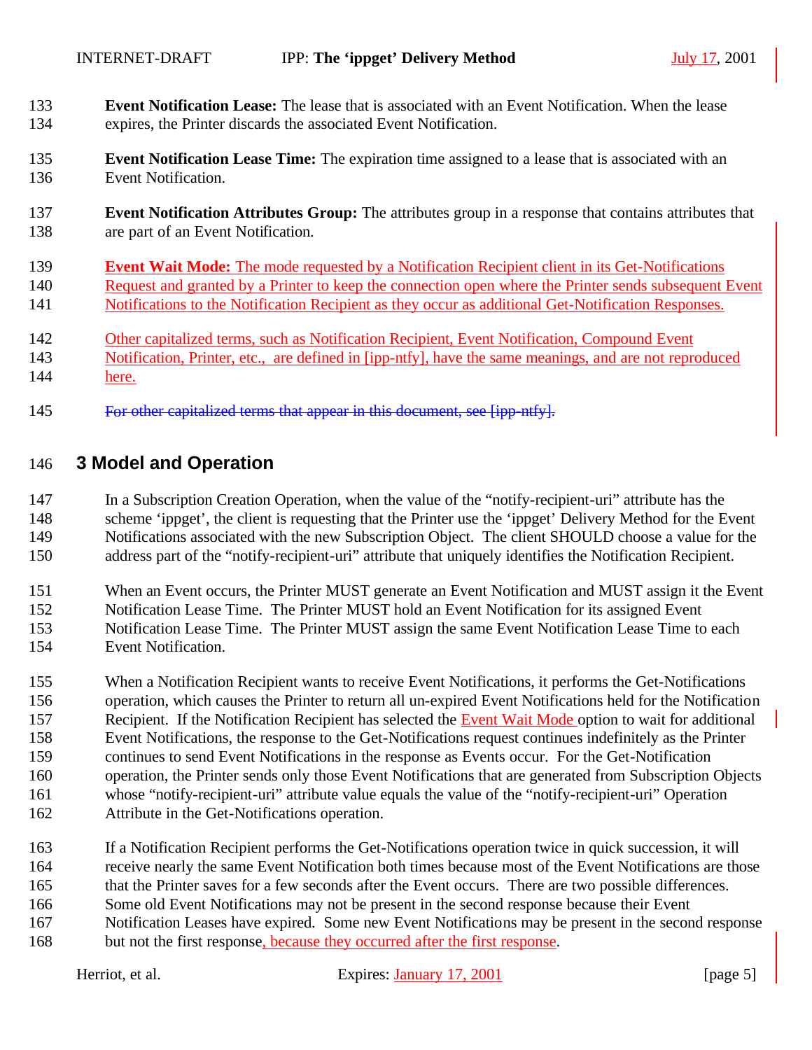**Event Notification Lease:** The lease that is associated with an Event Notification. When the lease expires, the Printer discards the associated Event Notification.

**Event Notification Lease Time:** The expiration time assigned to a lease that is associated with an Event Notification.

**Event Notification Attributes Group:** The attributes group in a response that contains attributes that are part of an Event Notification.

**Event Wait Mode:** The mode requested by a Notification Recipient client in its Get-Notifications Request and granted by a Printer to keep the connection open where the Printer sends subsequent Event Notifications to the Notification Recipient as they occur as additional Get-Notification Responses.

Other capitalized terms, such as Notification Recipient, Event Notification, Compound Event Notification, Printer, etc., are defined in [ipp-ntfy], have the same meanings, and are not reproduced here.

~~For other capitalized terms that appear in this document, see [ipp-ntfy].~~

## 3 Model and Operation

In a Subscription Creation Operation, when the value of the "notify-recipient-uri" attribute has the scheme 'ippget', the client is requesting that the Printer use the 'ippget' Delivery Method for the Event Notifications associated with the new Subscription Object. The client SHOULD choose a value for the address part of the "notify-recipient-uri" attribute that uniquely identifies the Notification Recipient.

When an Event occurs, the Printer MUST generate an Event Notification and MUST assign it the Event Notification Lease Time. The Printer MUST hold an Event Notification for its assigned Event Notification Lease Time. The Printer MUST assign the same Event Notification Lease Time to each Event Notification.

When a Notification Recipient wants to receive Event Notifications, it performs the Get-Notifications operation, which causes the Printer to return all un-expired Event Notifications held for the Notification Recipient. If the Notification Recipient has selected the Event Wait Mode option to wait for additional Event Notifications, the response to the Get-Notifications request continues indefinitely as the Printer continues to send Event Notifications in the response as Events occur. For the Get-Notification operation, the Printer sends only those Event Notifications that are generated from Subscription Objects whose "notify-recipient-uri" attribute value equals the value of the "notify-recipient-uri" Operation Attribute in the Get-Notifications operation.

If a Notification Recipient performs the Get-Notifications operation twice in quick succession, it will receive nearly the same Event Notification both times because most of the Event Notifications are those that the Printer saves for a few seconds after the Event occurs. There are two possible differences. Some old Event Notifications may not be present in the second response because their Event Notification Leases have expired. Some new Event Notifications may be present in the second response but not the first response, because they occurred after the first response.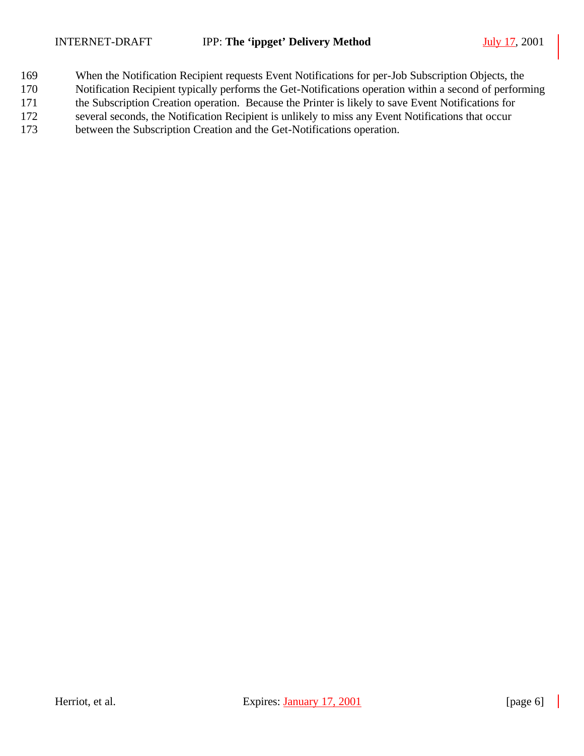When the Notification Recipient requests Event Notifications for per-Job Subscription Objects, the Notification Recipient typically performs the Get-Notifications operation within a second of performing the Subscription Creation operation. Because the Printer is likely to save Event Notifications for several seconds, the Notification Recipient is unlikely to miss any Event Notifications that occur between the Subscription Creation and the Get-Notifications operation.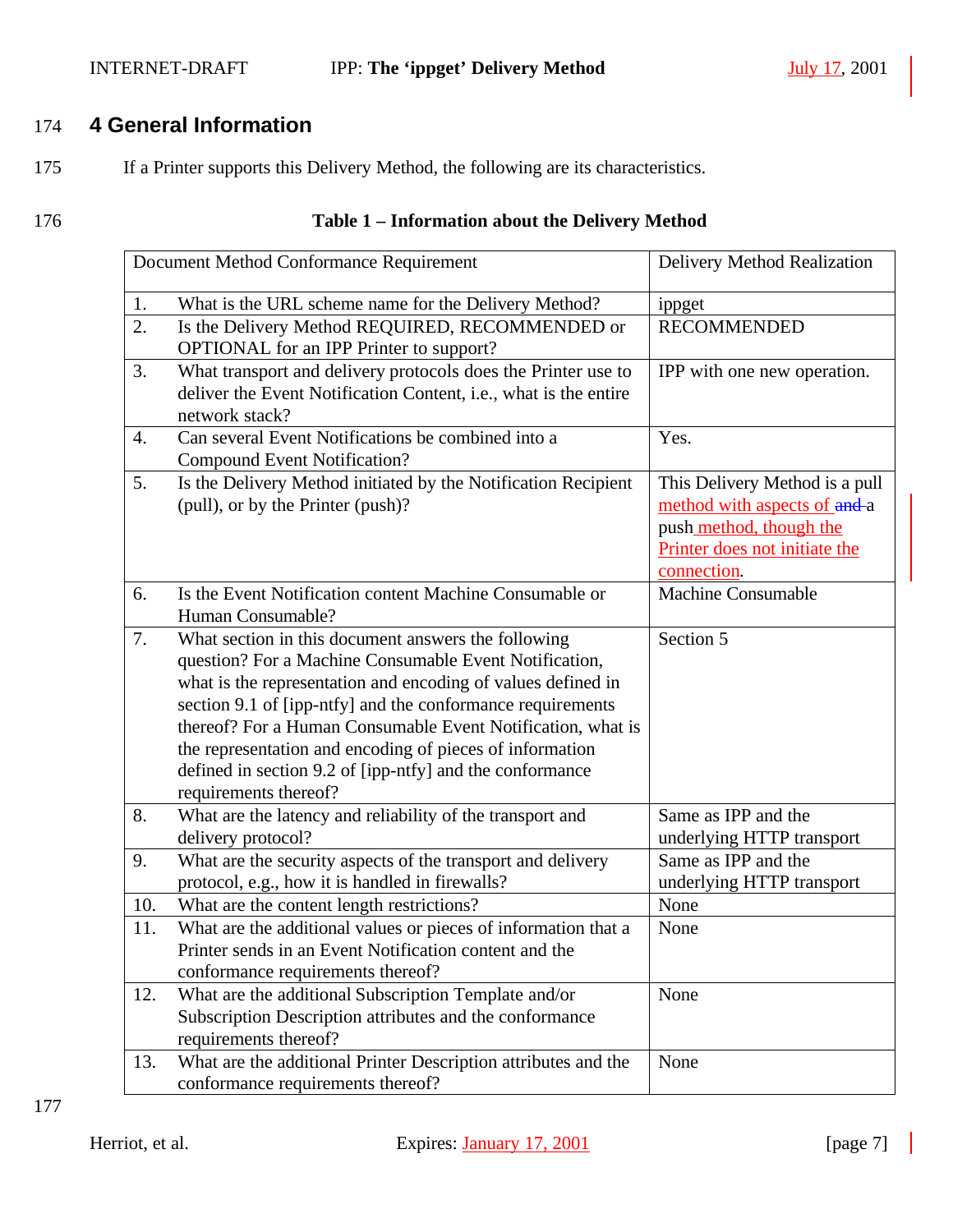# 4 General Information

If a Printer supports this Delivery Method, the following are its characteristics.

**Table 1 – Information about the Delivery Method**

| Document Method Conformance Requirement | Delivery Method Realization |
|---|---|
| 1. What is the URL scheme name for the Delivery Method? | ippget |
| 2. Is the Delivery Method REQUIRED, RECOMMENDED or OPTIONAL for an IPP Printer to support? | RECOMMENDED |
| 3. What transport and delivery protocols does the Printer use to deliver the Event Notification Content, i.e., what is the entire network stack? | IPP with one new operation. |
| 4. Can several Event Notifications be combined into a Compound Event Notification? | Yes. |
| 5. Is the Delivery Method initiated by the Notification Recipient (pull), or by the Printer (push)? | This Delivery Method is a pull method with aspects of a push method, though the Printer does not initiate the connection. |
| 6. Is the Event Notification content Machine Consumable or Human Consumable? | Machine Consumable |
| 7. What section in this document answers the following question? For a Machine Consumable Event Notification, what is the representation and encoding of values defined in section 9.1 of [ipp-ntfy] and the conformance requirements thereof? For a Human Consumable Event Notification, what is the representation and encoding of pieces of information defined in section 9.2 of [ipp-ntfy] and the conformance requirements thereof? | Section 5 |
| 8. What are the latency and reliability of the transport and delivery protocol? | Same as IPP and the underlying HTTP transport |
| 9. What are the security aspects of the transport and delivery protocol, e.g., how it is handled in firewalls? | Same as IPP and the underlying HTTP transport |
| 10. What are the content length restrictions? | None |
| 11. What are the additional values or pieces of information that a Printer sends in an Event Notification content and the conformance requirements thereof? | None |
| 12. What are the additional Subscription Template and/or Subscription Description attributes and the conformance requirements thereof? | None |
| 13. What are the additional Printer Description attributes and the conformance requirements thereof? | None |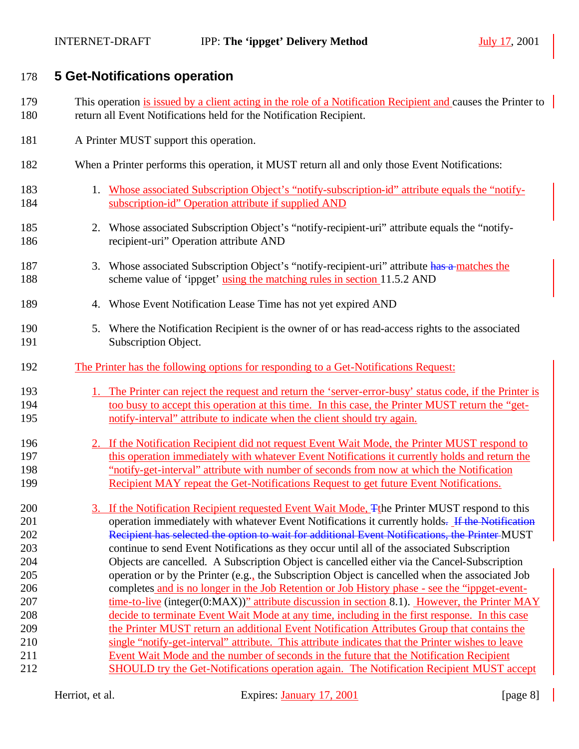## 5 Get-Notifications operation

This operation is issued by a client acting in the role of a Notification Recipient and causes the Printer to return all Event Notifications held for the Notification Recipient.

A Printer MUST support this operation.

When a Printer performs this operation, it MUST return all and only those Event Notifications:

1. Whose associated Subscription Object's "notify-subscription-id" attribute equals the "notify-subscription-id" Operation attribute if supplied AND

2. Whose associated Subscription Object's "notify-recipient-uri" attribute equals the "notify-recipient-uri" Operation attribute AND

3. Whose associated Subscription Object's "notify-recipient-uri" attribute has a matches the scheme value of 'ippget' using the matching rules in section 11.5.2 AND

4. Whose Event Notification Lease Time has not yet expired AND

5. Where the Notification Recipient is the owner of or has read-access rights to the associated Subscription Object.

The Printer has the following options for responding to a Get-Notifications Request:

1. The Printer can reject the request and return the 'server-error-busy' status code, if the Printer is too busy to accept this operation at this time. In this case, the Printer MUST return the "get-notify-interval" attribute to indicate when the client should try again.

2. If the Notification Recipient did not request Event Wait Mode, the Printer MUST respond to this operation immediately with whatever Event Notifications it currently holds and return the "notify-get-interval" attribute with number of seconds from now at which the Notification Recipient MAY repeat the Get-Notifications Request to get future Event Notifications.

3. If the Notification Recipient requested Event Wait Mode, Tthe Printer MUST respond to this operation immediately with whatever Event Notifications it currently holds. If the Notification Recipient has selected the option to wait for additional Event Notifications, the Printer MUST continue to send Event Notifications as they occur until all of the associated Subscription Objects are cancelled. A Subscription Object is cancelled either via the Cancel-Subscription operation or by the Printer (e.g., the Subscription Object is cancelled when the associated Job completes and is no longer in the Job Retention or Job History phase - see the "ippget-event-time-to-live (integer(0:MAX))" attribute discussion in section 8.1). However, the Printer MAY decide to terminate Event Wait Mode at any time, including in the first response. In this case the Printer MUST return an additional Event Notification Attributes Group that contains the single "notify-get-interval" attribute. This attribute indicates that the Printer wishes to leave Event Wait Mode and the number of seconds in the future that the Notification Recipient SHOULD try the Get-Notifications operation again. The Notification Recipient MUST accept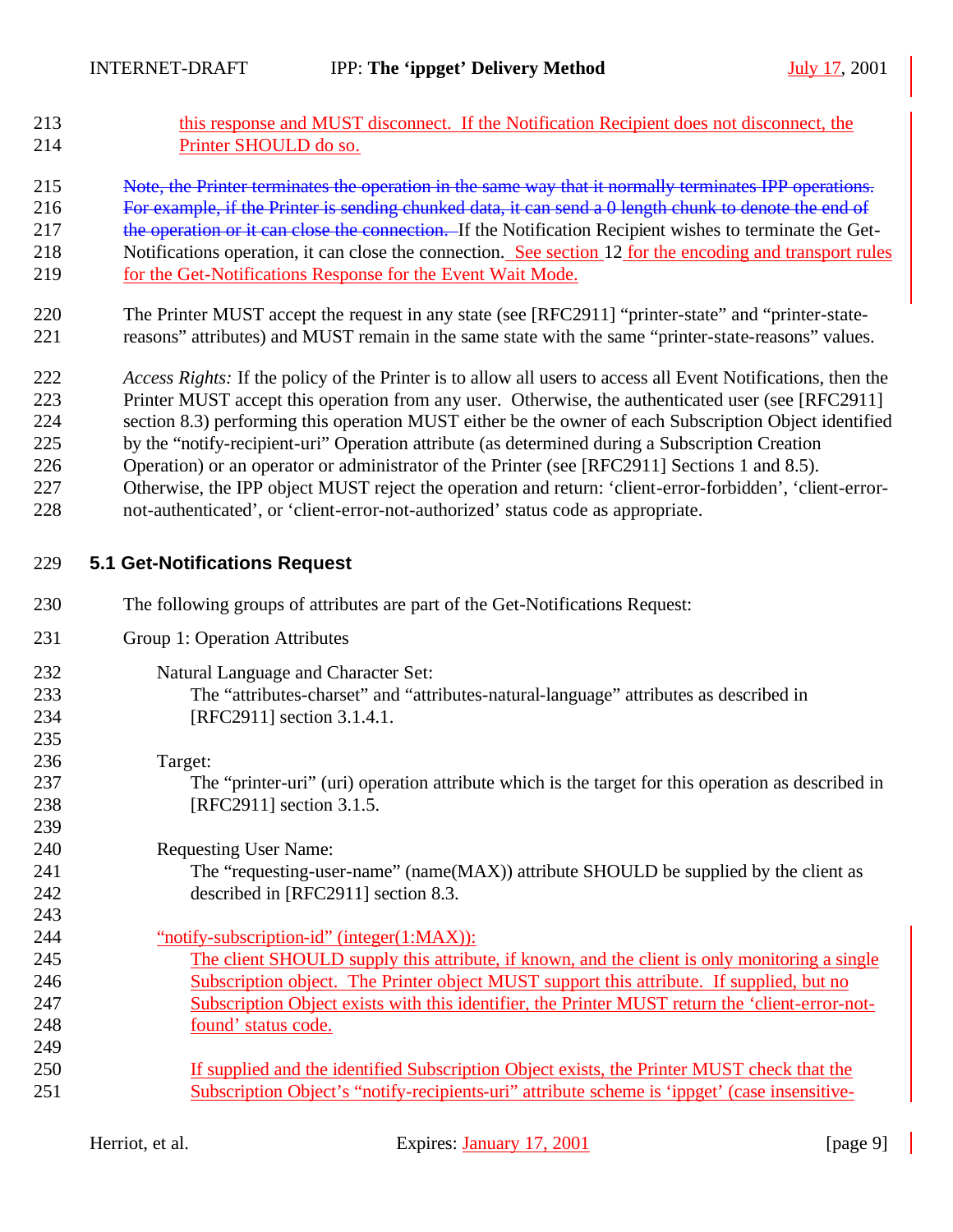this response and MUST disconnect. If the Notification Recipient does not disconnect, the Printer SHOULD do so.

~~Note, the Printer terminates the operation in the same way that it normally terminates IPP operations. For example, if the Printer is sending chunked data, it can send a 0 length chunk to denote the end of the operation or it can close the connection.~~ If the Notification Recipient wishes to terminate the Get-Notifications operation, it can close the connection. See section 12 for the encoding and transport rules for the Get-Notifications Response for the Event Wait Mode.

The Printer MUST accept the request in any state (see [RFC2911] “printer-state” and “printer-state-reasons” attributes) and MUST remain in the same state with the same “printer-state-reasons” values.

*Access Rights:* If the policy of the Printer is to allow all users to access all Event Notifications, then the Printer MUST accept this operation from any user. Otherwise, the authenticated user (see [RFC2911] section 8.3) performing this operation MUST either be the owner of each Subscription Object identified by the “notify-recipient-uri” Operation attribute (as determined during a Subscription Creation Operation) or an operator or administrator of the Printer (see [RFC2911] Sections 1 and 8.5). Otherwise, the IPP object MUST reject the operation and return: ‘client-error-forbidden’, ‘client-error-not-authenticated’, or ‘client-error-not-authorized’ status code as appropriate.

## 5.1 Get-Notifications Request

The following groups of attributes are part of the Get-Notifications Request:

Group 1: Operation Attributes

Natural Language and Character Set:
The “attributes-charset” and “attributes-natural-language” attributes as described in [RFC2911] section 3.1.4.1.

Target:
The “printer-uri” (uri) operation attribute which is the target for this operation as described in [RFC2911] section 3.1.5.

Requesting User Name:
The “requesting-user-name” (name(MAX)) attribute SHOULD be supplied by the client as described in [RFC2911] section 8.3.

“notify-subscription-id” (integer(1:MAX)):
The client SHOULD supply this attribute, if known, and the client is only monitoring a single Subscription object. The Printer object MUST support this attribute. If supplied, but no Subscription Object exists with this identifier, the Printer MUST return the ‘client-error-not-found’ status code.

If supplied and the identified Subscription Object exists, the Printer MUST check that the Subscription Object’s “notify-recipients-uri” attribute scheme is ‘ippget’ (case insensitive-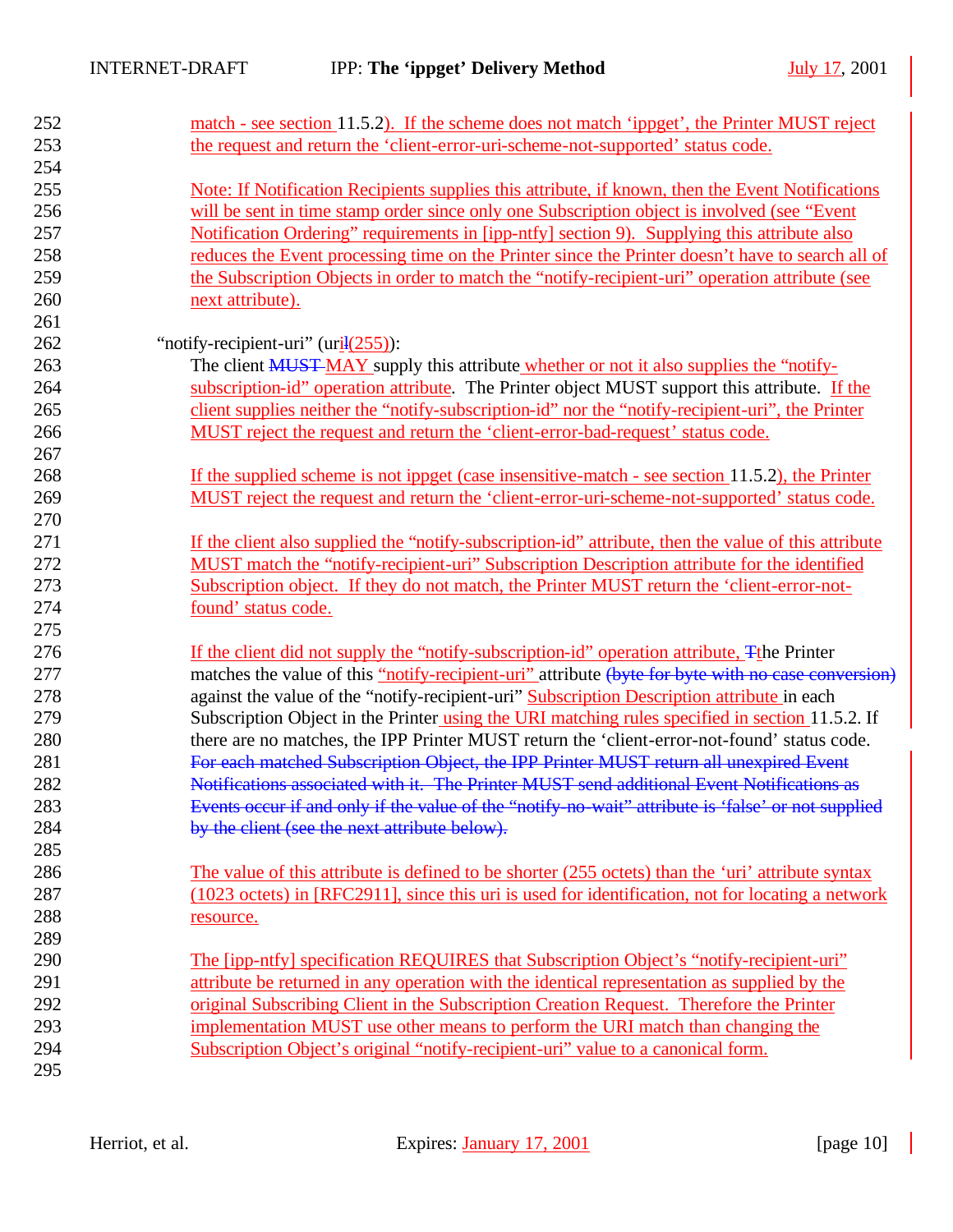match - see section 11.5.2). If the scheme does not match 'ippget', the Printer MUST reject the request and return the 'client-error-uri-scheme-not-supported' status code.

Note: If Notification Recipients supplies this attribute, if known, then the Event Notifications will be sent in time stamp order since only one Subscription object is involved (see "Event Notification Ordering" requirements in [ipp-ntfy] section 9). Supplying this attribute also reduces the Event processing time on the Printer since the Printer doesn't have to search all of the Subscription Objects in order to match the "notify-recipient-uri" operation attribute (see next attribute).

"notify-recipient-uri" (uri(255)):

The client ~~MUST~~ MAY supply this attribute whether or not it also supplies the "notify-subscription-id" operation attribute. The Printer object MUST support this attribute. If the client supplies neither the "notify-subscription-id" nor the "notify-recipient-uri", the Printer MUST reject the request and return the 'client-error-bad-request' status code.

If the supplied scheme is not ippget (case insensitive-match - see section 11.5.2), the Printer MUST reject the request and return the 'client-error-uri-scheme-not-supported' status code.

If the client also supplied the "notify-subscription-id" attribute, then the value of this attribute MUST match the "notify-recipient-uri" Subscription Description attribute for the identified Subscription object. If they do not match, the Printer MUST return the 'client-error-not-found' status code.

If the client did not supply the "notify-subscription-id" operation attribute, ~~T~~the Printer matches the value of this "notify-recipient-uri" attribute ~~(byte for byte with no case conversion)~~ against the value of the "notify-recipient-uri" Subscription Description attribute in each Subscription Object in the Printer using the URI matching rules specified in section 11.5.2. If there are no matches, the IPP Printer MUST return the 'client-error-not-found' status code. ~~For each matched Subscription Object, the IPP Printer MUST return all unexpired Event Notifications associated with it. The Printer MUST send additional Event Notifications as Events occur if and only if the value of the "notify-no-wait" attribute is 'false' or not supplied by the client (see the next attribute below).~~

The value of this attribute is defined to be shorter (255 octets) than the 'uri' attribute syntax (1023 octets) in [RFC2911], since this uri is used for identification, not for locating a network resource.

The [ipp-ntfy] specification REQUIRES that Subscription Object's "notify-recipient-uri" attribute be returned in any operation with the identical representation as supplied by the original Subscribing Client in the Subscription Creation Request. Therefore the Printer implementation MUST use other means to perform the URI match than changing the Subscription Object's original "notify-recipient-uri" value to a canonical form.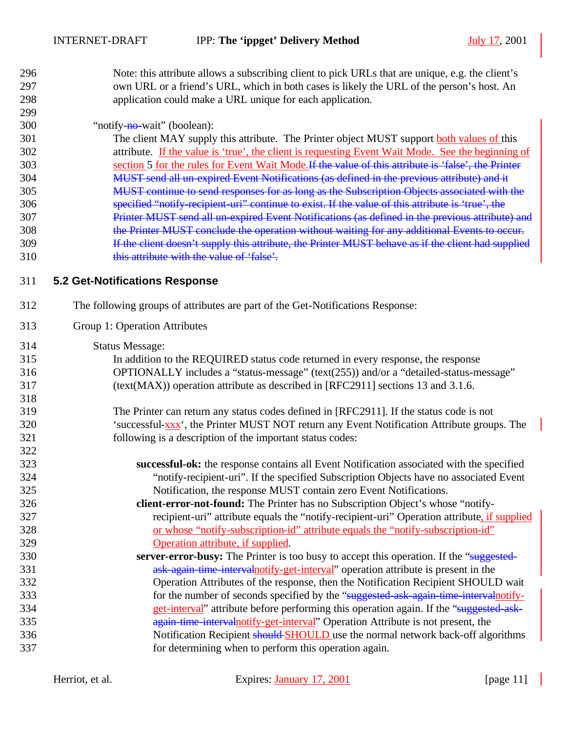Note: this attribute allows a subscribing client to pick URLs that are unique, e.g. the client's own URL or a friend's URL, which in both cases is likely the URL of the person's host. An application could make a URL unique for each application.

"notify-~~no-~~wait" (boolean):

The client MAY supply this attribute. The Printer object MUST support both values of this attribute. If the value is 'true', the client is requesting Event Wait Mode. See the beginning of section 5 for the rules for Event Wait Mode.~~If the value of this attribute is 'false', the Printer MUST send all un-expired Event Notifications (as defined in the previous attribute) and it MUST continue to send responses for as long as the Subscription Objects associated with the specified "notify-recipient-uri" continue to exist. If the value of this attribute is 'true', the Printer MUST send all un-expired Event Notifications (as defined in the previous attribute) and the Printer MUST conclude the operation without waiting for any additional Events to occur. If the client doesn't supply this attribute, the Printer MUST behave as if the client had supplied this attribute with the value of 'false'.~~

## 5.2 Get-Notifications Response

The following groups of attributes are part of the Get-Notifications Response:

Group 1: Operation Attributes

Status Message:

In addition to the REQUIRED status code returned in every response, the response OPTIONALLY includes a "status-message" (text(255)) and/or a "detailed-status-message" (text(MAX)) operation attribute as described in [RFC2911] sections 13 and 3.1.6.

The Printer can return any status codes defined in [RFC2911]. If the status code is not 'successful-xxx', the Printer MUST NOT return any Event Notification Attribute groups. The following is a description of the important status codes:

**successful-ok:** the response contains all Event Notification associated with the specified "notify-recipient-uri". If the specified Subscription Objects have no associated Event Notification, the response MUST contain zero Event Notifications.

**client-error-not-found:** The Printer has no Subscription Object's whose "notify-recipient-uri" attribute equals the "notify-recipient-uri" Operation attribute, if supplied or whose "notify-subscription-id" attribute equals the "notify-subscription-id" Operation attribute, if supplied.

**server-error-busy:** The Printer is too busy to accept this operation. If the "~~suggested-ask-again-time-interval~~notify-get-interval" operation attribute is present in the Operation Attributes of the response, then the Notification Recipient SHOULD wait for the number of seconds specified by the "~~suggested-ask-again-time-interval~~notify-get-interval" attribute before performing this operation again. If the "~~suggested-ask-again-time-interval~~notify-get-interval" Operation Attribute is not present, the Notification Recipient ~~should~~ SHOULD use the normal network back-off algorithms for determining when to perform this operation again.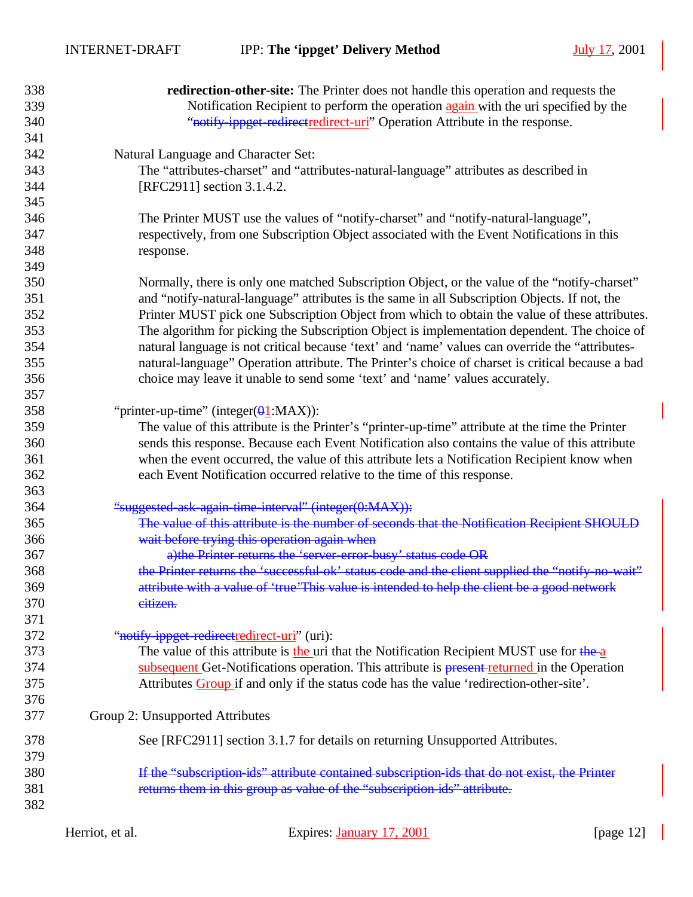**redirection-other-site:** The Printer does not handle this operation and requests the Notification Recipient to perform the operation again with the uri specified by the "~~notify-ippget-redirect~~redirect-uri" Operation Attribute in the response.

Natural Language and Character Set:

The "attributes-charset" and "attributes-natural-language" attributes as described in [RFC2911] section 3.1.4.2.

The Printer MUST use the values of "notify-charset" and "notify-natural-language", respectively, from one Subscription Object associated with the Event Notifications in this response.

Normally, there is only one matched Subscription Object, or the value of the "notify-charset" and "notify-natural-language" attributes is the same in all Subscription Objects. If not, the Printer MUST pick one Subscription Object from which to obtain the value of these attributes. The algorithm for picking the Subscription Object is implementation dependent. The choice of natural language is not critical because 'text' and 'name' values can override the "attributes-natural-language" Operation attribute. The Printer's choice of charset is critical because a bad choice may leave it unable to send some 'text' and 'name' values accurately.

"printer-up-time" (integer(~~0~~1:MAX)):

The value of this attribute is the Printer's "printer-up-time" attribute at the time the Printer sends this response. Because each Event Notification also contains the value of this attribute when the event occurred, the value of this attribute lets a Notification Recipient know when each Event Notification occurred relative to the time of this response.

~~"suggested-ask-again-time-interval" (integer(0:MAX)):~~

~~The value of this attribute is the number of seconds that the Notification Recipient SHOULD wait before trying this operation again when~~

~~a)the Printer returns the 'server-error-busy' status code OR~~

~~the Printer returns the 'successful-ok' status code and the client supplied the "notify-no-wait" attribute with a value of 'true'This value is intended to help the client be a good network citizen.~~

"~~notify-ippget-redirect~~redirect-uri" (uri):

The value of this attribute is the uri that the Notification Recipient MUST use for ~~the~~ a subsequent Get-Notifications operation. This attribute is ~~present~~ returned in the Operation Attributes Group if and only if the status code has the value 'redirection-other-site'.

Group 2: Unsupported Attributes

See [RFC2911] section 3.1.7 for details on returning Unsupported Attributes.

~~If the "subscription-ids" attribute contained subscription-ids that do not exist, the Printer returns them in this group as value of the "subscription-ids" attribute.~~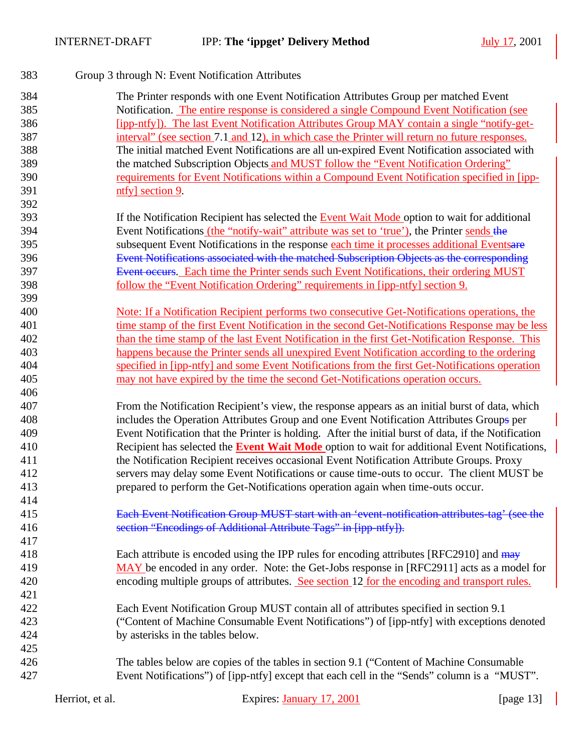Group 3 through N: Event Notification Attributes

The Printer responds with one Event Notification Attributes Group per matched Event Notification. The entire response is considered a single Compound Event Notification (see [ipp-ntfy]). The last Event Notification Attributes Group MAY contain a single "notify-get-interval" (see section 7.1 and 12), in which case the Printer will return no future responses. The initial matched Event Notifications are all un-expired Event Notification associated with the matched Subscription Objects and MUST follow the "Event Notification Ordering" requirements for Event Notifications within a Compound Event Notification specified in [ipp-ntfy] section 9.

If the Notification Recipient has selected the Event Wait Mode option to wait for additional Event Notifications (the "notify-wait" attribute was set to 'true'), the Printer sends ~~the~~ subsequent Event Notifications in the response each time it processes additional Events~~are Event Notifications associated with the matched Subscription Objects as the corresponding Event occurs~~. Each time the Printer sends such Event Notifications, their ordering MUST follow the "Event Notification Ordering" requirements in [ipp-ntfy] section 9.

Note: If a Notification Recipient performs two consecutive Get-Notifications operations, the time stamp of the first Event Notification in the second Get-Notifications Response may be less than the time stamp of the last Event Notification in the first Get-Notification Response. This happens because the Printer sends all unexpired Event Notification according to the ordering specified in [ipp-ntfy] and some Event Notifications from the first Get-Notifications operation may not have expired by the time the second Get-Notifications operation occurs.

From the Notification Recipient's view, the response appears as an initial burst of data, which includes the Operation Attributes Group and one Event Notification Attributes Group~~s~~ per Event Notification that the Printer is holding. After the initial burst of data, if the Notification Recipient has selected the **Event Wait Mode** option to wait for additional Event Notifications, the Notification Recipient receives occasional Event Notification Attribute Groups. Proxy servers may delay some Event Notifications or cause time-outs to occur. The client MUST be prepared to perform the Get-Notifications operation again when time-outs occur.

~~Each Event Notification Group MUST start with an 'event-notification-attributes-tag' (see the section "Encodings of Additional Attribute Tags" in [ipp-ntfy]).~~

Each attribute is encoded using the IPP rules for encoding attributes [RFC2910] and ~~may~~ MAY be encoded in any order. Note: the Get-Jobs response in [RFC2911] acts as a model for encoding multiple groups of attributes. See section 12 for the encoding and transport rules.

Each Event Notification Group MUST contain all of attributes specified in section 9.1 ("Content of Machine Consumable Event Notifications") of [ipp-ntfy] with exceptions denoted by asterisks in the tables below.

The tables below are copies of the tables in section 9.1 ("Content of Machine Consumable Event Notifications") of [ipp-ntfy] except that each cell in the "Sends" column is a "MUST".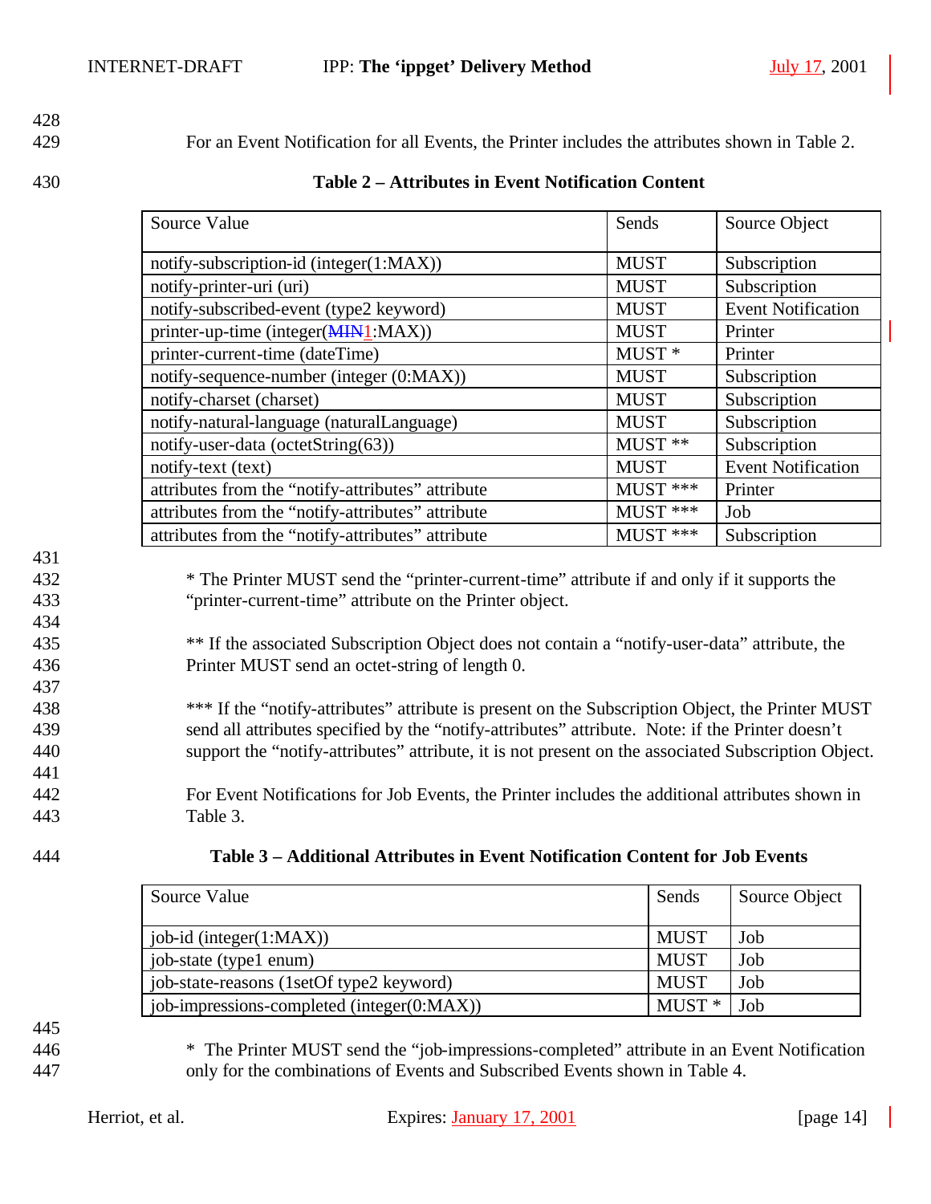For an Event Notification for all Events, the Printer includes the attributes shown in Table 2.

**Table 2 – Attributes in Event Notification Content**

| Source Value | Sends | Source Object |
|---|---|---|
| notify-subscription-id (integer(1:MAX)) | MUST | Subscription |
| notify-printer-uri (uri) | MUST | Subscription |
| notify-subscribed-event (type2 keyword) | MUST | Event Notification |
| printer-up-time (integer(~~MIN~~1:MAX)) | MUST | Printer |
| printer-current-time (dateTime) | MUST * | Printer |
| notify-sequence-number (integer (0:MAX)) | MUST | Subscription |
| notify-charset (charset) | MUST | Subscription |
| notify-natural-language (naturalLanguage) | MUST | Subscription |
| notify-user-data (octetString(63)) | MUST ** | Subscription |
| notify-text (text) | MUST | Event Notification |
| attributes from the "notify-attributes" attribute | MUST *** | Printer |
| attributes from the "notify-attributes" attribute | MUST *** | Job |
| attributes from the "notify-attributes" attribute | MUST *** | Subscription |

* The Printer MUST send the "printer-current-time" attribute if and only if it supports the "printer-current-time" attribute on the Printer object.

** If the associated Subscription Object does not contain a "notify-user-data" attribute, the Printer MUST send an octet-string of length 0.

*** If the "notify-attributes" attribute is present on the Subscription Object, the Printer MUST send all attributes specified by the "notify-attributes" attribute. Note: if the Printer doesn't support the "notify-attributes" attribute, it is not present on the associated Subscription Object.

For Event Notifications for Job Events, the Printer includes the additional attributes shown in Table 3.

**Table 3 – Additional Attributes in Event Notification Content for Job Events**

| Source Value | Sends | Source Object |
|---|---|---|
| job-id (integer(1:MAX)) | MUST | Job |
| job-state (type1 enum) | MUST | Job |
| job-state-reasons (1setOf type2 keyword) | MUST | Job |
| job-impressions-completed (integer(0:MAX)) | MUST * | Job |

* The Printer MUST send the "job-impressions-completed" attribute in an Event Notification only for the combinations of Events and Subscribed Events shown in Table 4.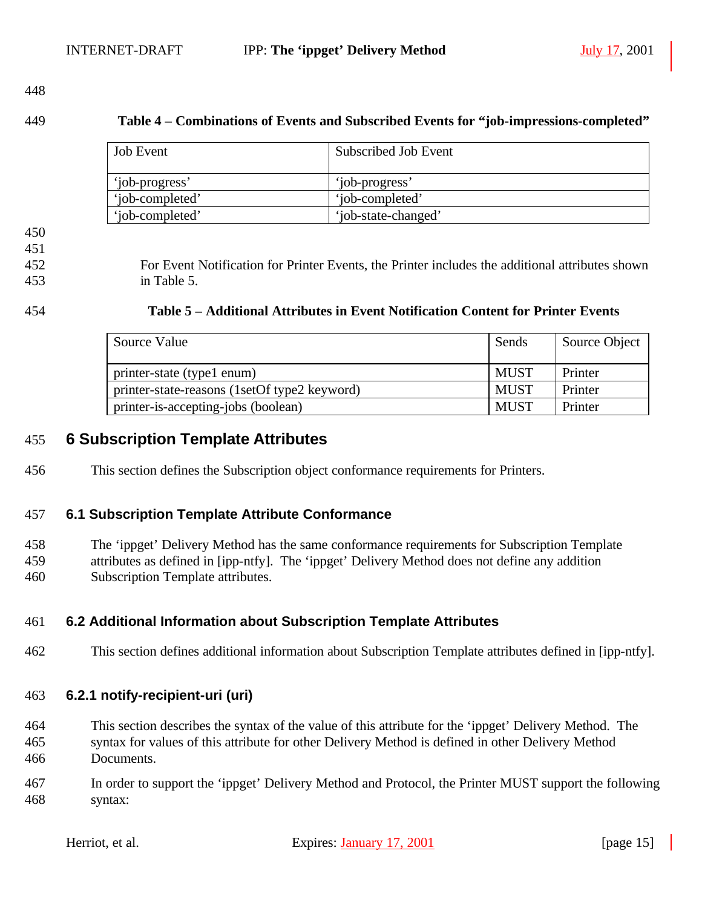**Table 4 – Combinations of Events and Subscribed Events for "job-impressions-completed"**

| Job Event | Subscribed Job Event |
|---|---|
| 'job-progress' | 'job-progress' |
| 'job-completed' | 'job-completed' |
| 'job-completed' | 'job-state-changed' |

For Event Notification for Printer Events, the Printer includes the additional attributes shown in Table 5.

**Table 5 – Additional Attributes in Event Notification Content for Printer Events**

| Source Value | Sends | Source Object |
|---|---|---|
| printer-state (type1 enum) | MUST | Printer |
| printer-state-reasons (1setOf type2 keyword) | MUST | Printer |
| printer-is-accepting-jobs (boolean) | MUST | Printer |

# 6 Subscription Template Attributes

This section defines the Subscription object conformance requirements for Printers.

## 6.1 Subscription Template Attribute Conformance

The 'ippget' Delivery Method has the same conformance requirements for Subscription Template attributes as defined in [ipp-ntfy]. The 'ippget' Delivery Method does not define any addition Subscription Template attributes.

## 6.2 Additional Information about Subscription Template Attributes

This section defines additional information about Subscription Template attributes defined in [ipp-ntfy].

### 6.2.1 notify-recipient-uri (uri)

This section describes the syntax of the value of this attribute for the 'ippget' Delivery Method. The syntax for values of this attribute for other Delivery Method is defined in other Delivery Method Documents.

In order to support the 'ippget' Delivery Method and Protocol, the Printer MUST support the following syntax: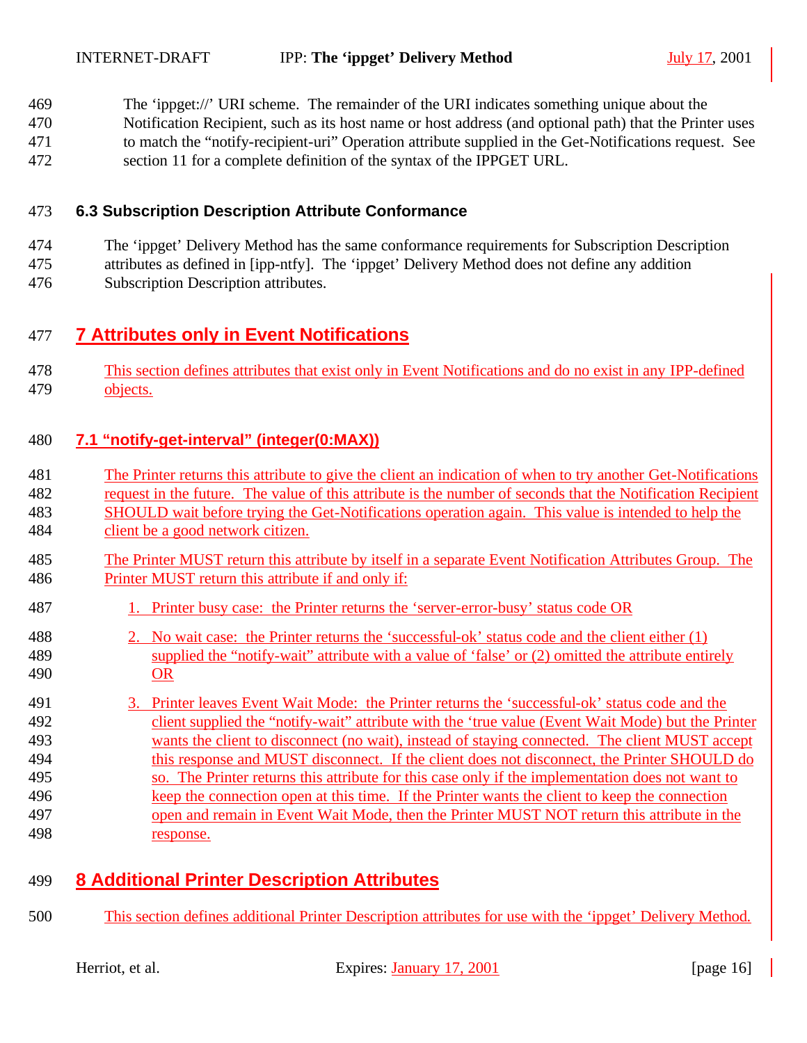The 'ippget://' URI scheme. The remainder of the URI indicates something unique about the Notification Recipient, such as its host name or host address (and optional path) that the Printer uses to match the "notify-recipient-uri" Operation attribute supplied in the Get-Notifications request. See section 11 for a complete definition of the syntax of the IPPGET URL.

### 6.3 Subscription Description Attribute Conformance

The 'ippget' Delivery Method has the same conformance requirements for Subscription Description attributes as defined in [ipp-ntfy]. The 'ippget' Delivery Method does not define any addition Subscription Description attributes.

## 7 Attributes only in Event Notifications

This section defines attributes that exist only in Event Notifications and do no exist in any IPP-defined objects.

### 7.1 "notify-get-interval" (integer(0:MAX))

The Printer returns this attribute to give the client an indication of when to try another Get-Notifications request in the future. The value of this attribute is the number of seconds that the Notification Recipient SHOULD wait before trying the Get-Notifications operation again. This value is intended to help the client be a good network citizen.

The Printer MUST return this attribute by itself in a separate Event Notification Attributes Group. The Printer MUST return this attribute if and only if:

1. Printer busy case: the Printer returns the 'server-error-busy' status code OR
2. No wait case: the Printer returns the 'successful-ok' status code and the client either (1) supplied the "notify-wait" attribute with a value of 'false' or (2) omitted the attribute entirely OR
3. Printer leaves Event Wait Mode: the Printer returns the 'successful-ok' status code and the client supplied the "notify-wait" attribute with the 'true value (Event Wait Mode) but the Printer wants the client to disconnect (no wait), instead of staying connected. The client MUST accept this response and MUST disconnect. If the client does not disconnect, the Printer SHOULD do so. The Printer returns this attribute for this case only if the implementation does not want to keep the connection open at this time. If the Printer wants the client to keep the connection open and remain in Event Wait Mode, then the Printer MUST NOT return this attribute in the response.

## 8 Additional Printer Description Attributes

This section defines additional Printer Description attributes for use with the 'ippget' Delivery Method.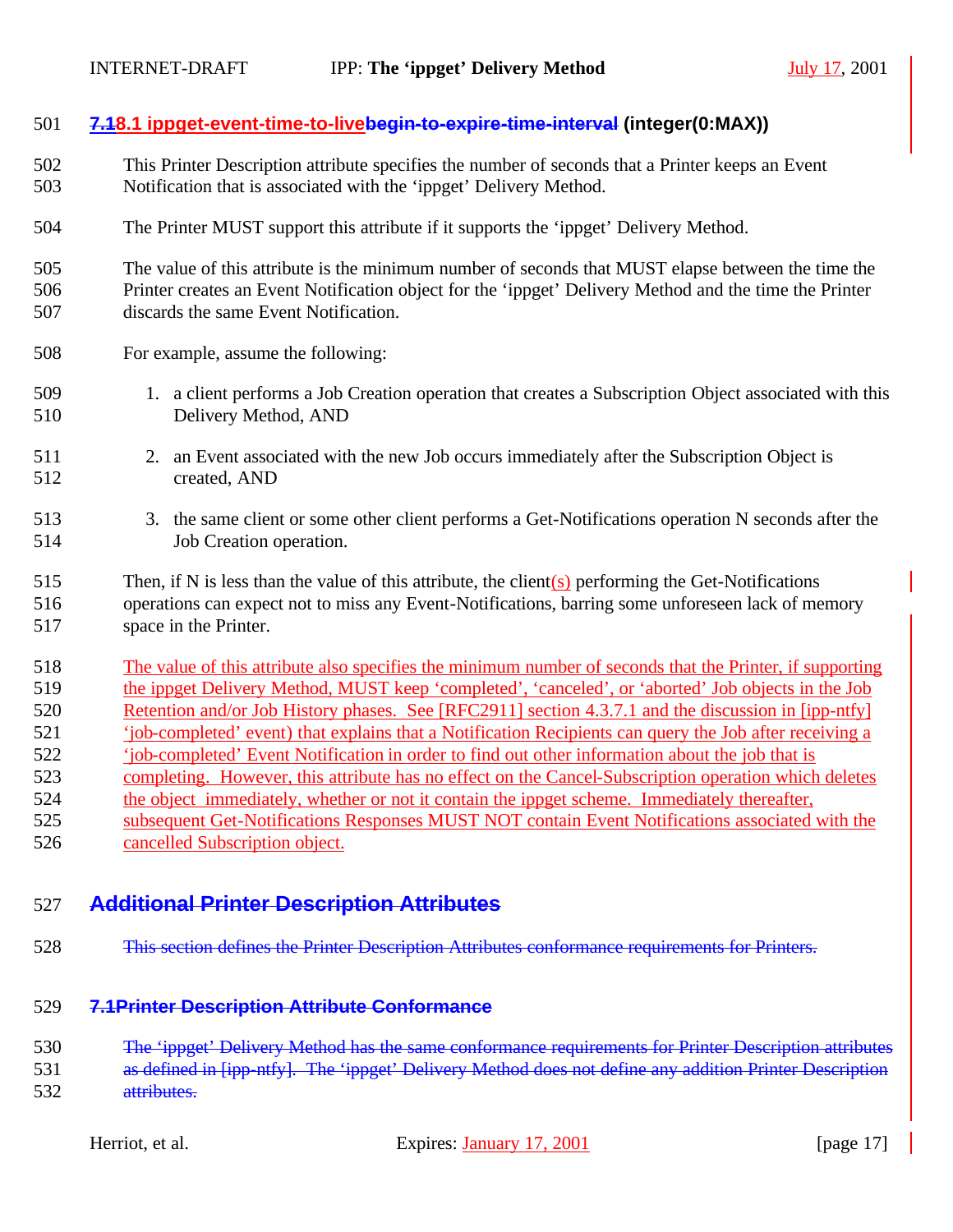### ~~7.1~~8.1 ippget-event-time-to-live~~begin-to-expire-time-interval~~ (integer(0:MAX))

This Printer Description attribute specifies the number of seconds that a Printer keeps an Event Notification that is associated with the 'ippget' Delivery Method.

The Printer MUST support this attribute if it supports the 'ippget' Delivery Method.

The value of this attribute is the minimum number of seconds that MUST elapse between the time the Printer creates an Event Notification object for the 'ippget' Delivery Method and the time the Printer discards the same Event Notification.

For example, assume the following:

1. a client performs a Job Creation operation that creates a Subscription Object associated with this Delivery Method, AND
2. an Event associated with the new Job occurs immediately after the Subscription Object is created, AND
3. the same client or some other client performs a Get-Notifications operation N seconds after the Job Creation operation.

Then, if N is less than the value of this attribute, the client(s) performing the Get-Notifications operations can expect not to miss any Event-Notifications, barring some unforeseen lack of memory space in the Printer.

The value of this attribute also specifies the minimum number of seconds that the Printer, if supporting the ippget Delivery Method, MUST keep 'completed', 'canceled', or 'aborted' Job objects in the Job Retention and/or Job History phases. See [RFC2911] section 4.3.7.1 and the discussion in [ipp-ntfy] 'job-completed' event) that explains that a Notification Recipients can query the Job after receiving a 'job-completed' Event Notification in order to find out other information about the job that is completing. However, this attribute has no effect on the Cancel-Subscription operation which deletes the object immediately, whether or not it contain the ippget scheme. Immediately thereafter, subsequent Get-Notifications Responses MUST NOT contain Event Notifications associated with the cancelled Subscription object.

## ~~Additional Printer Description Attributes~~

~~This section defines the Printer Description Attributes conformance requirements for Printers.~~

### ~~7.1Printer Description Attribute Conformance~~

~~The 'ippget' Delivery Method has the same conformance requirements for Printer Description attributes as defined in [ipp-ntfy]. The 'ippget' Delivery Method does not define any addition Printer Description attributes.~~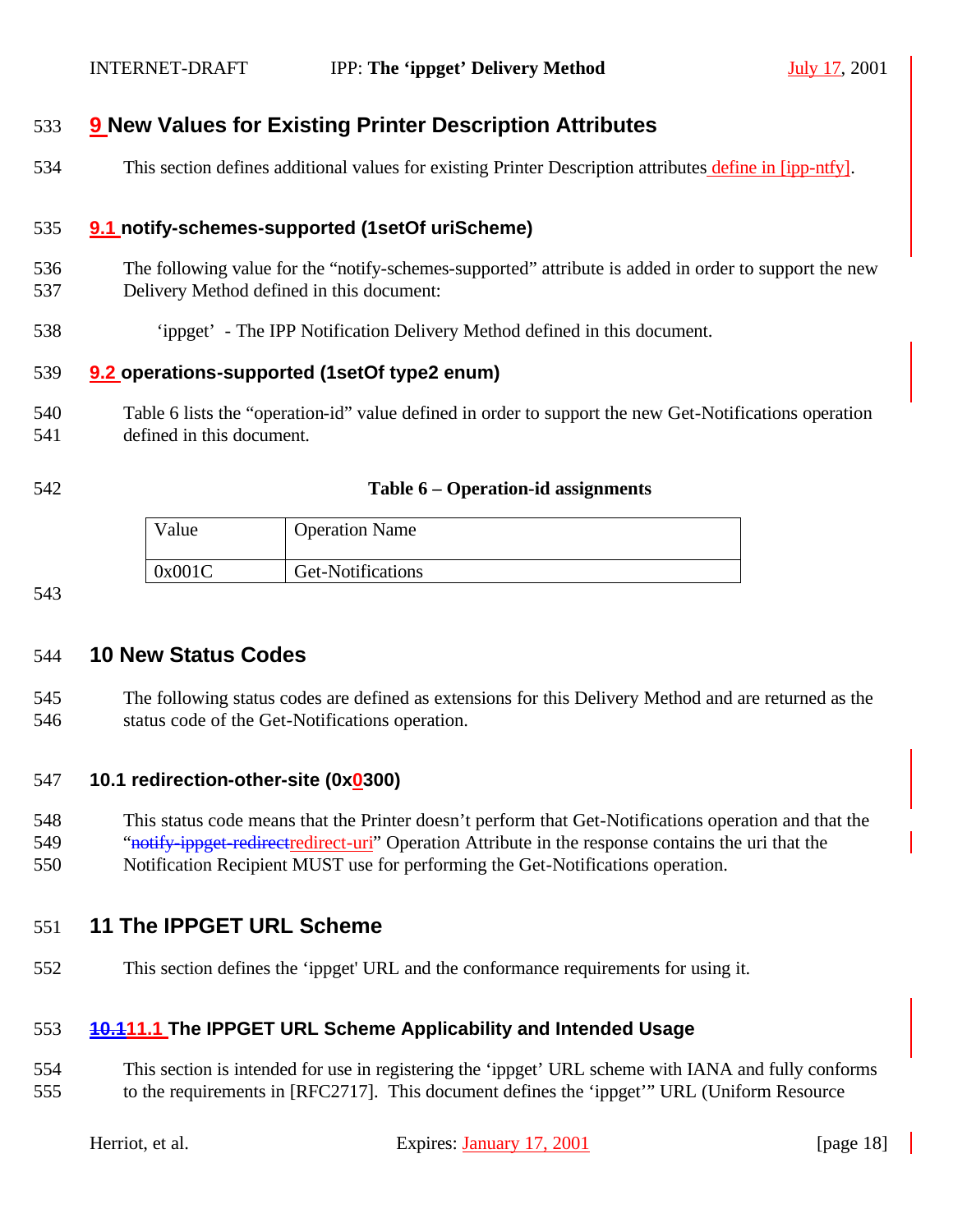# 9 New Values for Existing Printer Description Attributes

This section defines additional values for existing Printer Description attributes define in [ipp-ntfy].

## 9.1 notify-schemes-supported (1setOf uriScheme)

The following value for the "notify-schemes-supported" attribute is added in order to support the new Delivery Method defined in this document:

'ippget' - The IPP Notification Delivery Method defined in this document.

## 9.2 operations-supported (1setOf type2 enum)

Table 6 lists the "operation-id" value defined in order to support the new Get-Notifications operation defined in this document.

**Table 6 – Operation-id assignments**

| Value | Operation Name |
|---|---|
| 0x001C | Get-Notifications |

# 10 New Status Codes

The following status codes are defined as extensions for this Delivery Method and are returned as the status code of the Get-Notifications operation.

## 10.1 redirection-other-site (0x0300)

This status code means that the Printer doesn't perform that Get-Notifications operation and that the "notify-ippget-redirectredirect-uri" Operation Attribute in the response contains the uri that the Notification Recipient MUST use for performing the Get-Notifications operation.

# 11 The IPPGET URL Scheme

This section defines the 'ippget' URL and the conformance requirements for using it.

## 10.111.1 The IPPGET URL Scheme Applicability and Intended Usage

This section is intended for use in registering the 'ippget' URL scheme with IANA and fully conforms to the requirements in [RFC2717]. This document defines the 'ippget'" URL (Uniform Resource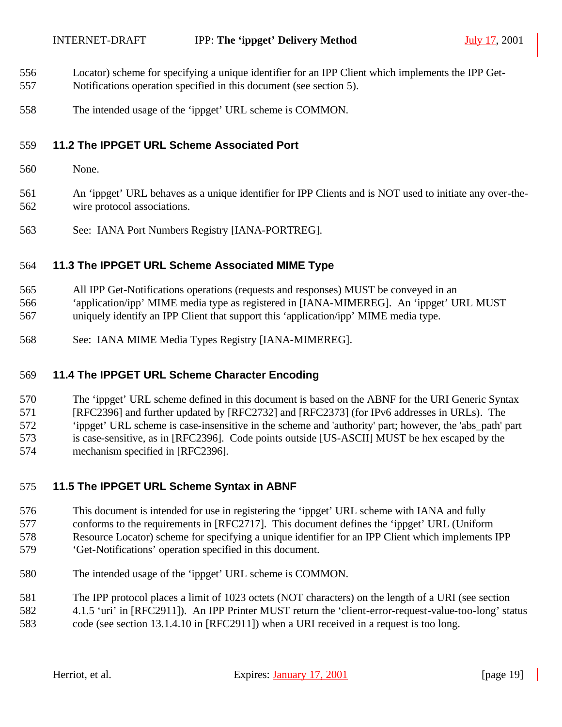Locator) scheme for specifying a unique identifier for an IPP Client which implements the IPP Get-Notifications operation specified in this document (see section 5).

The intended usage of the ‘ippget’ URL scheme is COMMON.

### 11.2 The IPPGET URL Scheme Associated Port

None.

An ‘ippget’ URL behaves as a unique identifier for IPP Clients and is NOT used to initiate any over-the-wire protocol associations.

See: IANA Port Numbers Registry [IANA-PORTREG].

### 11.3 The IPPGET URL Scheme Associated MIME Type

All IPP Get-Notifications operations (requests and responses) MUST be conveyed in an ‘application/ipp’ MIME media type as registered in [IANA-MIMEREG]. An ‘ippget’ URL MUST uniquely identify an IPP Client that support this ‘application/ipp’ MIME media type.

See: IANA MIME Media Types Registry [IANA-MIMEREG].

### 11.4 The IPPGET URL Scheme Character Encoding

The ‘ippget’ URL scheme defined in this document is based on the ABNF for the URI Generic Syntax [RFC2396] and further updated by [RFC2732] and [RFC2373] (for IPv6 addresses in URLs). The ‘ippget’ URL scheme is case-insensitive in the scheme and 'authority' part; however, the 'abs_path' part is case-sensitive, as in [RFC2396]. Code points outside [US-ASCII] MUST be hex escaped by the mechanism specified in [RFC2396].

### 11.5 The IPPGET URL Scheme Syntax in ABNF

This document is intended for use in registering the ‘ippget’ URL scheme with IANA and fully conforms to the requirements in [RFC2717]. This document defines the ‘ippget’ URL (Uniform Resource Locator) scheme for specifying a unique identifier for an IPP Client which implements IPP ‘Get-Notifications’ operation specified in this document.

The intended usage of the ‘ippget’ URL scheme is COMMON.

The IPP protocol places a limit of 1023 octets (NOT characters) on the length of a URI (see section 4.1.5 ‘uri’ in [RFC2911]). An IPP Printer MUST return the ‘client-error-request-value-too-long’ status code (see section 13.1.4.10 in [RFC2911]) when a URI received in a request is too long.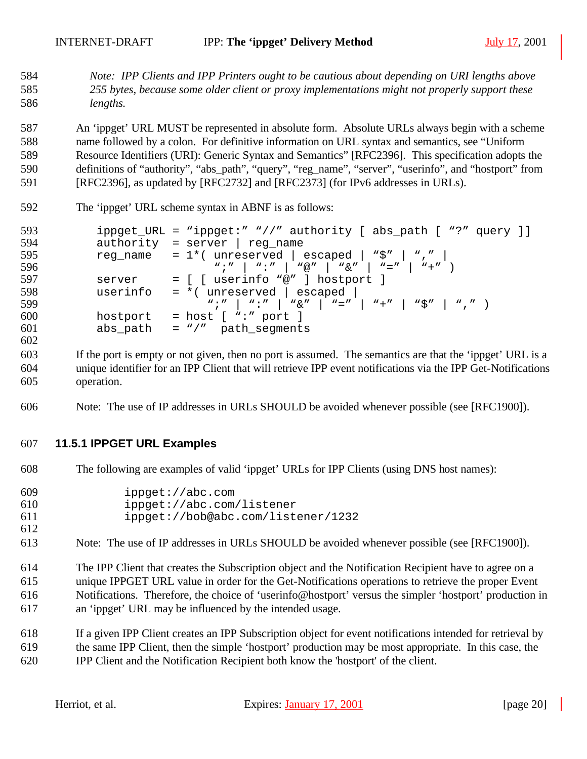*Note: IPP Clients and IPP Printers ought to be cautious about depending on URI lengths above 255 bytes, because some older client or proxy implementations might not properly support these lengths.*

An 'ippget' URL MUST be represented in absolute form. Absolute URLs always begin with a scheme name followed by a colon. For definitive information on URL syntax and semantics, see "Uniform Resource Identifiers (URI): Generic Syntax and Semantics" [RFC2396]. This specification adopts the definitions of "authority", "abs_path", "query", "reg_name", "server", "userinfo", and "hostport" from [RFC2396], as updated by [RFC2732] and [RFC2373] (for IPv6 addresses in URLs).

The 'ippget' URL scheme syntax in ABNF is as follows:

```
ippget_URL = "ippget:" "//" authority [ abs_path [ "?" query ]]
authority  = server | reg_name
reg_name   = 1*( unreserved | escaped | "$" | "," |
               ";" | ":" | "@" | "&" | "=" | "+" )
server     = [ [ userinfo "@" ] hostport ]
userinfo   = *( unreserved | escaped |
              ";" | ":" | "&" | "=" | "+" | "$" | "," )
hostport   = host [ ":" port ]
abs_path   = "/"  path_segments
```

If the port is empty or not given, then no port is assumed. The semantics are that the 'ippget' URL is a unique identifier for an IPP Client that will retrieve IPP event notifications via the IPP Get-Notifications operation.

Note: The use of IP addresses in URLs SHOULD be avoided whenever possible (see [RFC1900]).

### 11.5.1 IPPGET URL Examples

The following are examples of valid 'ippget' URLs for IPP Clients (using DNS host names):

```
ippget://abc.com
ippget://abc.com/listener
ippget://bob@abc.com/listener/1232
```

Note: The use of IP addresses in URLs SHOULD be avoided whenever possible (see [RFC1900]).

The IPP Client that creates the Subscription object and the Notification Recipient have to agree on a unique IPPGET URL value in order for the Get-Notifications operations to retrieve the proper Event Notifications. Therefore, the choice of 'userinfo@hostport' versus the simpler 'hostport' production in an 'ippget' URL may be influenced by the intended usage.

If a given IPP Client creates an IPP Subscription object for event notifications intended for retrieval by the same IPP Client, then the simple 'hostport' production may be most appropriate. In this case, the IPP Client and the Notification Recipient both know the 'hostport' of the client.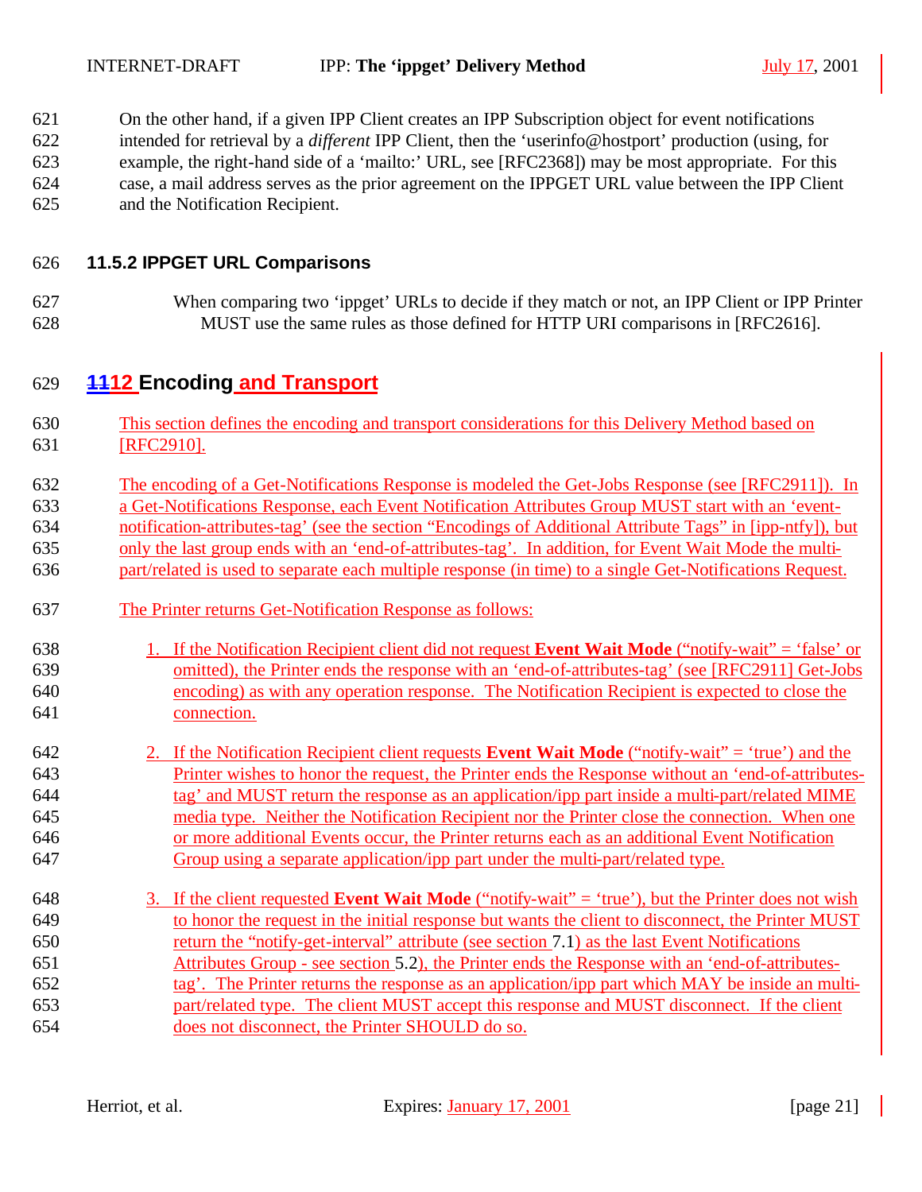On the other hand, if a given IPP Client creates an IPP Subscription object for event notifications intended for retrieval by a *different* IPP Client, then the 'userinfo@hostport' production (using, for example, the right-hand side of a 'mailto:' URL, see [RFC2368]) may be most appropriate. For this case, a mail address serves as the prior agreement on the IPPGET URL value between the IPP Client and the Notification Recipient.

### 11.5.2 IPPGET URL Comparisons

When comparing two 'ippget' URLs to decide if they match or not, an IPP Client or IPP Printer MUST use the same rules as those defined for HTTP URI comparisons in [RFC2616].

## 1112 Encoding and Transport

This section defines the encoding and transport considerations for this Delivery Method based on [RFC2910].

The encoding of a Get-Notifications Response is modeled the Get-Jobs Response (see [RFC2911]). In a Get-Notifications Response, each Event Notification Attributes Group MUST start with an 'event-notification-attributes-tag' (see the section "Encodings of Additional Attribute Tags" in [ipp-ntfy]), but only the last group ends with an 'end-of-attributes-tag'. In addition, for Event Wait Mode the multi-part/related is used to separate each multiple response (in time) to a single Get-Notifications Request.

The Printer returns Get-Notification Response as follows:

1. If the Notification Recipient client did not request **Event Wait Mode** ("notify-wait" = 'false' or omitted), the Printer ends the response with an 'end-of-attributes-tag' (see [RFC2911] Get-Jobs encoding) as with any operation response. The Notification Recipient is expected to close the connection.

2. If the Notification Recipient client requests **Event Wait Mode** ("notify-wait" = 'true') and the Printer wishes to honor the request, the Printer ends the Response without an 'end-of-attributes-tag' and MUST return the response as an application/ipp part inside a multi-part/related MIME media type. Neither the Notification Recipient nor the Printer close the connection. When one or more additional Events occur, the Printer returns each as an additional Event Notification Group using a separate application/ipp part under the multi-part/related type.

3. If the client requested **Event Wait Mode** ("notify-wait" = 'true'), but the Printer does not wish to honor the request in the initial response but wants the client to disconnect, the Printer MUST return the "notify-get-interval" attribute (see section 7.1) as the last Event Notifications Attributes Group - see section 5.2), the Printer ends the Response with an 'end-of-attributes-tag'. The Printer returns the response as an application/ipp part which MAY be inside an multi-part/related type. The client MUST accept this response and MUST disconnect. If the client does not disconnect, the Printer SHOULD do so.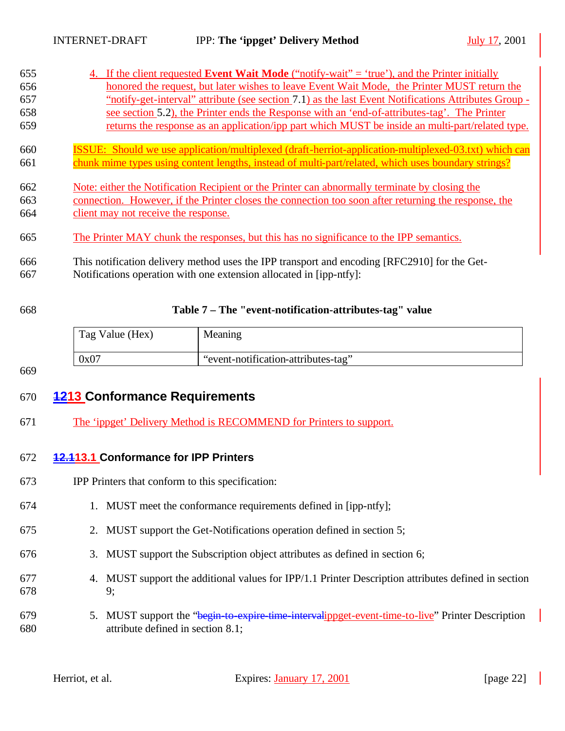4. If the client requested **Event Wait Mode** ("notify-wait" = 'true'), and the Printer initially honored the request, but later wishes to leave Event Wait Mode, the Printer MUST return the "notify-get-interval" attribute (see section 7.1) as the last Event Notifications Attributes Group - see section 5.2), the Printer ends the Response with an 'end-of-attributes-tag'. The Printer returns the response as an application/ipp part which MUST be inside an multi-part/related type.

ISSUE: Should we use application/multiplexed (draft-herriot-application-multiplexed-03.txt) which can chunk mime types using content lengths, instead of multi-part/related, which uses boundary strings?

Note: either the Notification Recipient or the Printer can abnormally terminate by closing the connection. However, if the Printer closes the connection too soon after returning the response, the client may not receive the response.

The Printer MAY chunk the responses, but this has no significance to the IPP semantics.

This notification delivery method uses the IPP transport and encoding [RFC2910] for the Get-Notifications operation with one extension allocated in [ipp-ntfy]:

**Table 7 – The "event-notification-attributes-tag" value**

| Tag Value (Hex) | Meaning |
|---|---|
| 0x07 | "event-notification-attributes-tag" |

## ~~12~~13 Conformance Requirements

The 'ippget' Delivery Method is RECOMMEND for Printers to support.

### ~~12.1~~13.1 Conformance for IPP Printers

IPP Printers that conform to this specification:

1. MUST meet the conformance requirements defined in [ipp-ntfy];
2. MUST support the Get-Notifications operation defined in section 5;
3. MUST support the Subscription object attributes as defined in section 6;
4. MUST support the additional values for IPP/1.1 Printer Description attributes defined in section 9;
5. MUST support the "~~begin-to-expire-time-interval~~ippget-event-time-to-live" Printer Description attribute defined in section 8.1;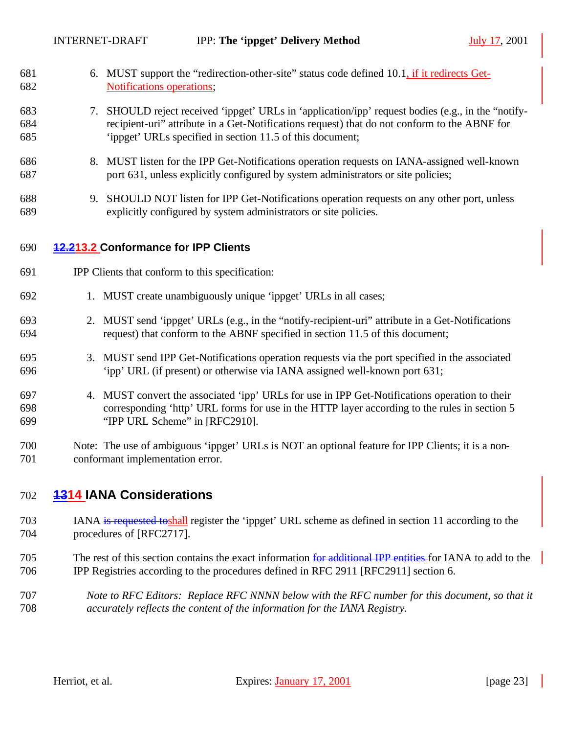6. MUST support the "redirection-other-site" status code defined 10.1, if it redirects Get-Notifications operations;

7. SHOULD reject received 'ippget' URLs in 'application/ipp' request bodies (e.g., in the "notify-recipient-uri" attribute in a Get-Notifications request) that do not conform to the ABNF for 'ippget' URLs specified in section 11.5 of this document;

8. MUST listen for the IPP Get-Notifications operation requests on IANA-assigned well-known port 631, unless explicitly configured by system administrators or site policies;

9. SHOULD NOT listen for IPP Get-Notifications operation requests on any other port, unless explicitly configured by system administrators or site policies.

## ~~12.2~~13.2 Conformance for IPP Clients

IPP Clients that conform to this specification:

1. MUST create unambiguously unique 'ippget' URLs in all cases;

2. MUST send 'ippget' URLs (e.g., in the "notify-recipient-uri" attribute in a Get-Notifications request) that conform to the ABNF specified in section 11.5 of this document;

3. MUST send IPP Get-Notifications operation requests via the port specified in the associated 'ipp' URL (if present) or otherwise via IANA assigned well-known port 631;

4. MUST convert the associated 'ipp' URLs for use in IPP Get-Notifications operation to their corresponding 'http' URL forms for use in the HTTP layer according to the rules in section 5 "IPP URL Scheme" in [RFC2910].

Note: The use of ambiguous 'ippget' URLs is NOT an optional feature for IPP Clients; it is a non-conformant implementation error.

# ~~13~~14 IANA Considerations

IANA ~~is requested to~~shall register the 'ippget' URL scheme as defined in section 11 according to the procedures of [RFC2717].

The rest of this section contains the exact information ~~for additional IPP entities~~ for IANA to add to the IPP Registries according to the procedures defined in RFC 2911 [RFC2911] section 6.

*Note to RFC Editors: Replace RFC NNNN below with the RFC number for this document, so that it accurately reflects the content of the information for the IANA Registry.*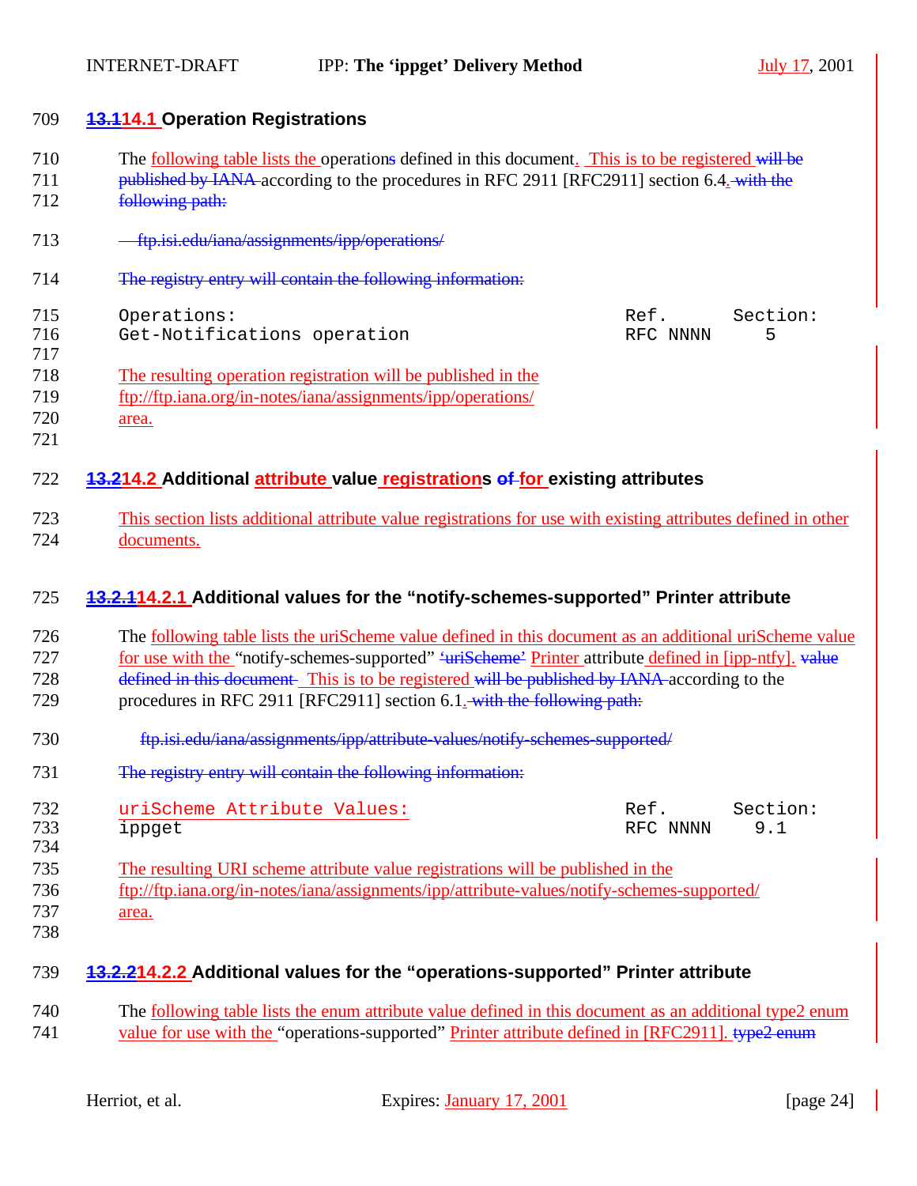## ~~13.1~~14.1 Operation Registrations

The following table lists the operation~~s~~ defined in this document. This is to be registered ~~will be published by IANA~~ according to the procedures in RFC 2911 [RFC2911] section 6.4. ~~with the following path:~~

~~ftp.isi.edu/iana/assignments/ipp/operations/~~

~~The registry entry will contain the following information:~~

```
Operations:                                              Ref.      Section:
Get-Notifications operation                              RFC NNNN     5
```

The resulting operation registration will be published in the ftp://ftp.iana.org/in-notes/iana/assignments/ipp/operations/ area.

## ~~13.2~~14.2 Additional attribute value registrations ~~of~~ for existing attributes

This section lists additional attribute value registrations for use with existing attributes defined in other documents.

### ~~13.2.1~~14.2.1 Additional values for the "notify-schemes-supported" Printer attribute

The following table lists the uriScheme value defined in this document as an additional uriScheme value for use with the "notify-schemes-supported" ~~'uriScheme'~~ Printer attribute defined in [ipp-ntfy]. ~~value defined in this document~~ This is to be registered ~~will be published by IANA~~ according to the procedures in RFC 2911 [RFC2911] section 6.1. ~~with the following path:~~

~~ftp.isi.edu/iana/assignments/ipp/attribute-values/notify-schemes-supported/~~

~~The registry entry will contain the following information:~~

```
uriScheme Attribute Values:                              Ref.      Section:
ippget                                                   RFC NNNN    9.1
```

The resulting URI scheme attribute value registrations will be published in the ftp://ftp.iana.org/in-notes/iana/assignments/ipp/attribute-values/notify-schemes-supported/ area.

### ~~13.2.2~~14.2.2 Additional values for the "operations-supported" Printer attribute

The following table lists the enum attribute value defined in this document as an additional type2 enum value for use with the "operations-supported" Printer attribute defined in [RFC2911]. ~~type2 enum~~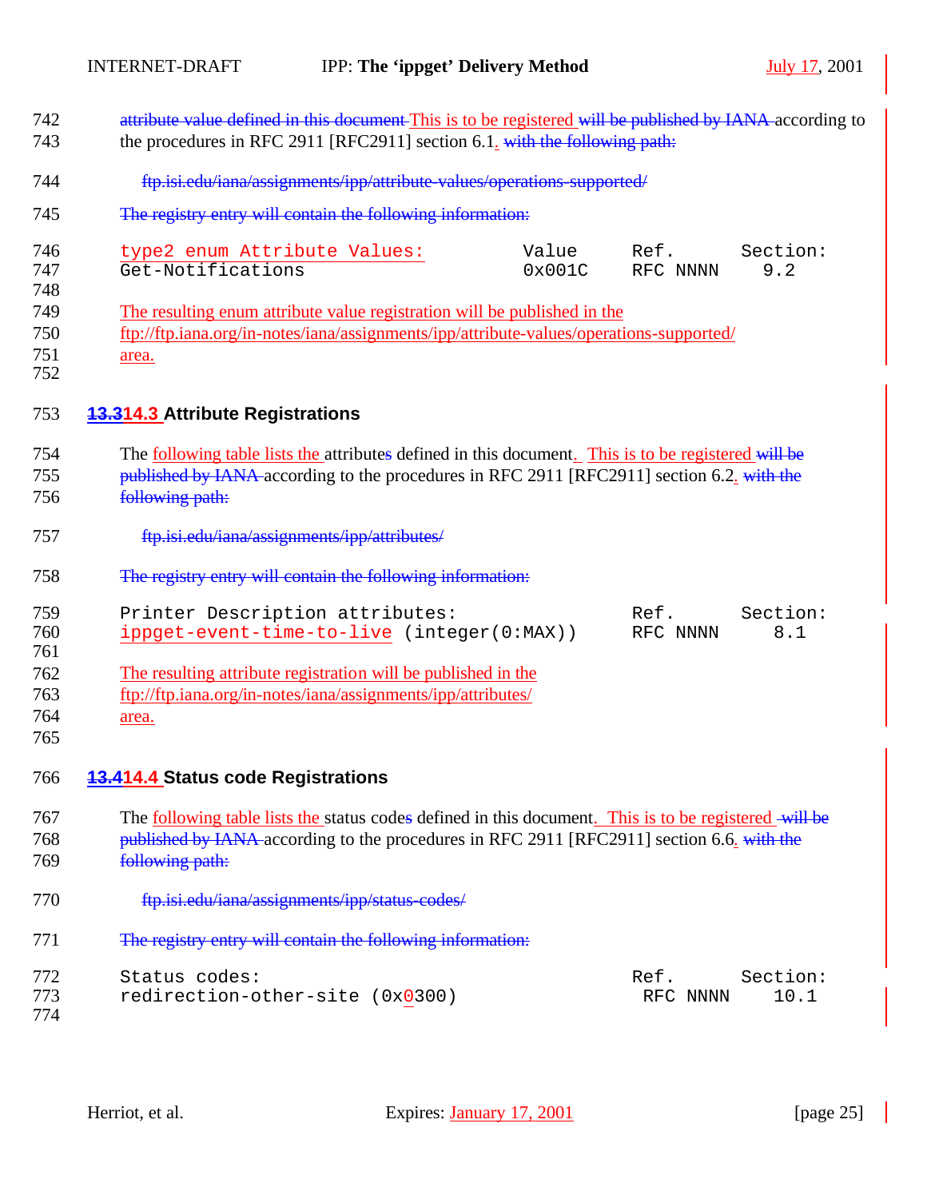attribute value defined in this document This is to be registered will be published by IANA according to the procedures in RFC 2911 [RFC2911] section 6.1. with the following path:

ftp.isi.edu/iana/assignments/ipp/attribute-values/operations-supported/

The registry entry will contain the following information:

```
type2 enum Attribute Values:          Value     Ref.      Section:
Get-Notifications                     0x001C    RFC NNNN    9.2
```

The resulting enum attribute value registration will be published in the ftp://ftp.iana.org/in-notes/iana/assignments/ipp/attribute-values/operations-supported/ area.

### 13.3 14.3 Attribute Registrations

The following table lists the attributes defined in this document. This is to be registered will be published by IANA according to the procedures in RFC 2911 [RFC2911] section 6.2. with the following path:

ftp.isi.edu/iana/assignments/ipp/attributes/

The registry entry will contain the following information:

```
Printer Description attributes:                Ref.      Section:
ippget-event-time-to-live (integer(0:MAX))     RFC NNNN     8.1
```

The resulting attribute registration will be published in the ftp://ftp.iana.org/in-notes/iana/assignments/ipp/attributes/ area.

### 13.4 14.4 Status code Registrations

The following table lists the status codes defined in this document. This is to be registered will be published by IANA according to the procedures in RFC 2911 [RFC2911] section 6.6. with the following path:

ftp.isi.edu/iana/assignments/ipp/status-codes/

The registry entry will contain the following information:

```
Status codes:                                  Ref.      Section:
redirection-other-site (0x0300)                 RFC NNNN    10.1
```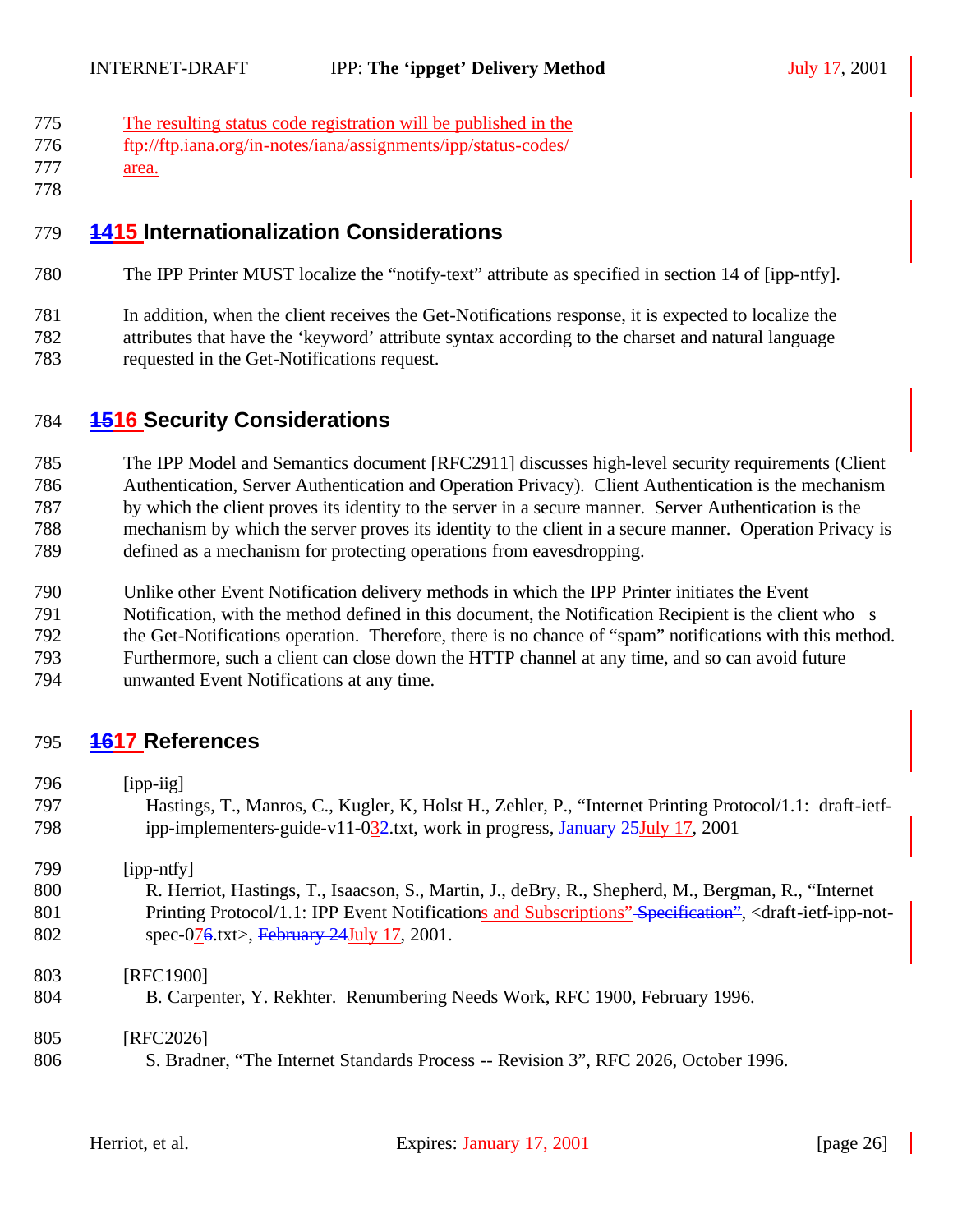The resulting status code registration will be published in the ftp://ftp.iana.org/in-notes/iana/assignments/ipp/status-codes/ area.

## 1415 Internationalization Considerations

The IPP Printer MUST localize the "notify-text" attribute as specified in section 14 of [ipp-ntfy].

In addition, when the client receives the Get-Notifications response, it is expected to localize the attributes that have the 'keyword' attribute syntax according to the charset and natural language requested in the Get-Notifications request.

## 1516 Security Considerations

The IPP Model and Semantics document [RFC2911] discusses high-level security requirements (Client Authentication, Server Authentication and Operation Privacy). Client Authentication is the mechanism by which the client proves its identity to the server in a secure manner. Server Authentication is the mechanism by which the server proves its identity to the client in a secure manner. Operation Privacy is defined as a mechanism for protecting operations from eavesdropping.

Unlike other Event Notification delivery methods in which the IPP Printer initiates the Event Notification, with the method defined in this document, the Notification Recipient is the client who s the Get-Notifications operation. Therefore, there is no chance of "spam" notifications with this method. Furthermore, such a client can close down the HTTP channel at any time, and so can avoid future unwanted Event Notifications at any time.

## 1617 References

[ipp-iig]
Hastings, T., Manros, C., Kugler, K, Holst H., Zehler, P., "Internet Printing Protocol/1.1: draft-ietf-ipp-implementers-guide-v11-032.txt, work in progress, January 25July 17, 2001

[ipp-ntfy]
R. Herriot, Hastings, T., Isaacson, S., Martin, J., deBry, R., Shepherd, M., Bergman, R., "Internet Printing Protocol/1.1: IPP Event Notifications and Subscriptions" Specification", <draft-ietf-ipp-not-spec-076.txt>, February 24July 17, 2001.

[RFC1900]
B. Carpenter, Y. Rekhter. Renumbering Needs Work, RFC 1900, February 1996.

[RFC2026]
S. Bradner, "The Internet Standards Process -- Revision 3", RFC 2026, October 1996.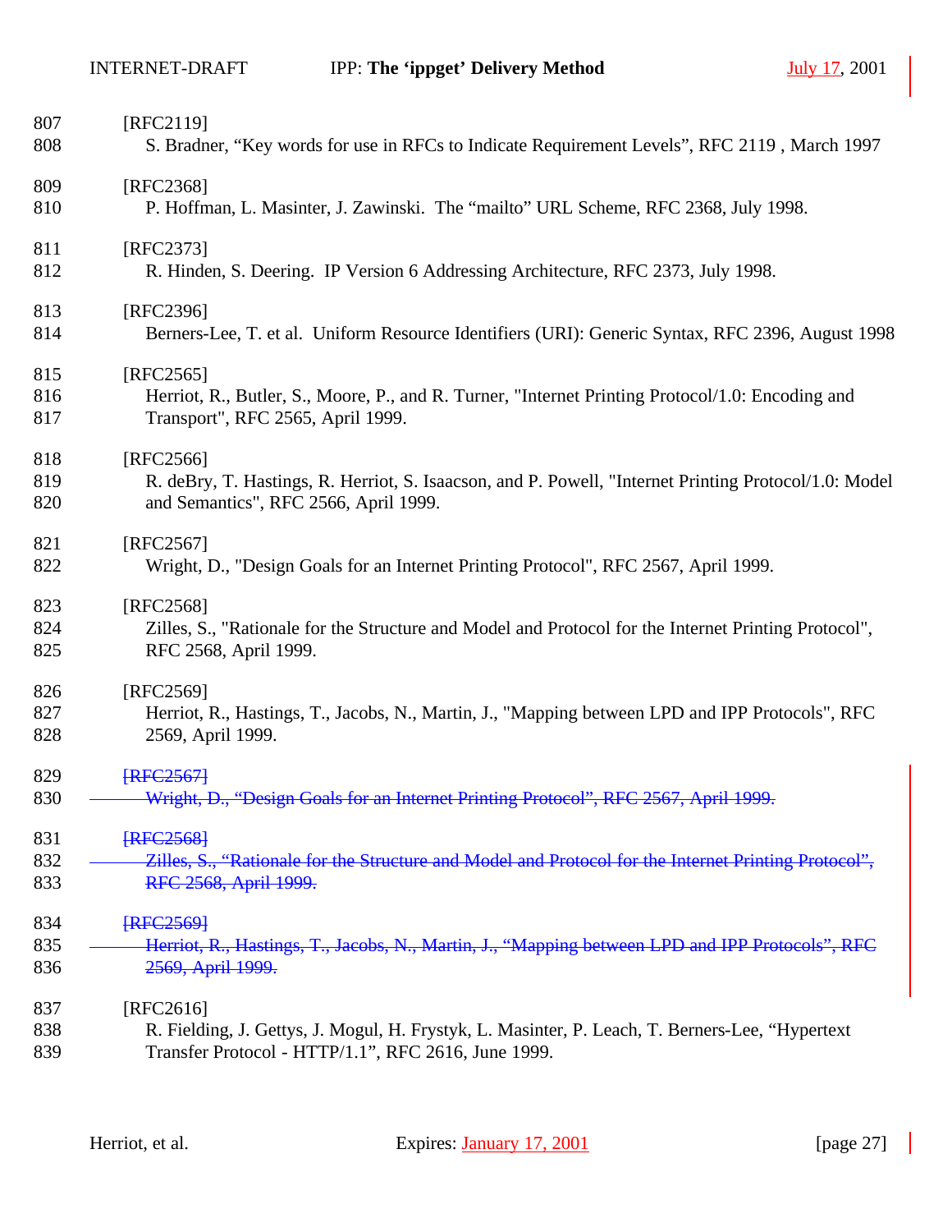807 [RFC2119]

808 S. Bradner, “Key words for use in RFCs to Indicate Requirement Levels”, RFC 2119 , March 1997

809 [RFC2368]

810 P. Hoffman, L. Masinter, J. Zawinski. The “mailto” URL Scheme, RFC 2368, July 1998.

811 [RFC2373]

812 R. Hinden, S. Deering. IP Version 6 Addressing Architecture, RFC 2373, July 1998.

813 [RFC2396]

814 Berners-Lee, T. et al. Uniform Resource Identifiers (URI): Generic Syntax, RFC 2396, August 1998

815 [RFC2565]

816 Herriot, R., Butler, S., Moore, P., and R. Turner, "Internet Printing Protocol/1.0: Encoding and

817 Transport", RFC 2565, April 1999.

818 [RFC2566]

819 R. deBry, T. Hastings, R. Herriot, S. Isaacson, and P. Powell, "Internet Printing Protocol/1.0: Model

820 and Semantics", RFC 2566, April 1999.

821 [RFC2567]

822 Wright, D., "Design Goals for an Internet Printing Protocol", RFC 2567, April 1999.

823 [RFC2568]

824 Zilles, S., "Rationale for the Structure and Model and Protocol for the Internet Printing Protocol",

825 RFC 2568, April 1999.

826 [RFC2569]

827 Herriot, R., Hastings, T., Jacobs, N., Martin, J., "Mapping between LPD and IPP Protocols", RFC

828 2569, April 1999.

829 ~~[RFC2567]~~

830 ~~Wright, D., “Design Goals for an Internet Printing Protocol”, RFC 2567, April 1999.~~

831 ~~[RFC2568]~~

832 ~~Zilles, S., “Rationale for the Structure and Model and Protocol for the Internet Printing Protocol”,~~

833 ~~RFC 2568, April 1999.~~

834 ~~[RFC2569]~~

835 ~~Herriot, R., Hastings, T., Jacobs, N., Martin, J., “Mapping between LPD and IPP Protocols”, RFC~~

836 ~~2569, April 1999.~~

837 [RFC2616]

838 R. Fielding, J. Gettys, J. Mogul, H. Frystyk, L. Masinter, P. Leach, T. Berners-Lee, “Hypertext

839 Transfer Protocol - HTTP/1.1”, RFC 2616, June 1999.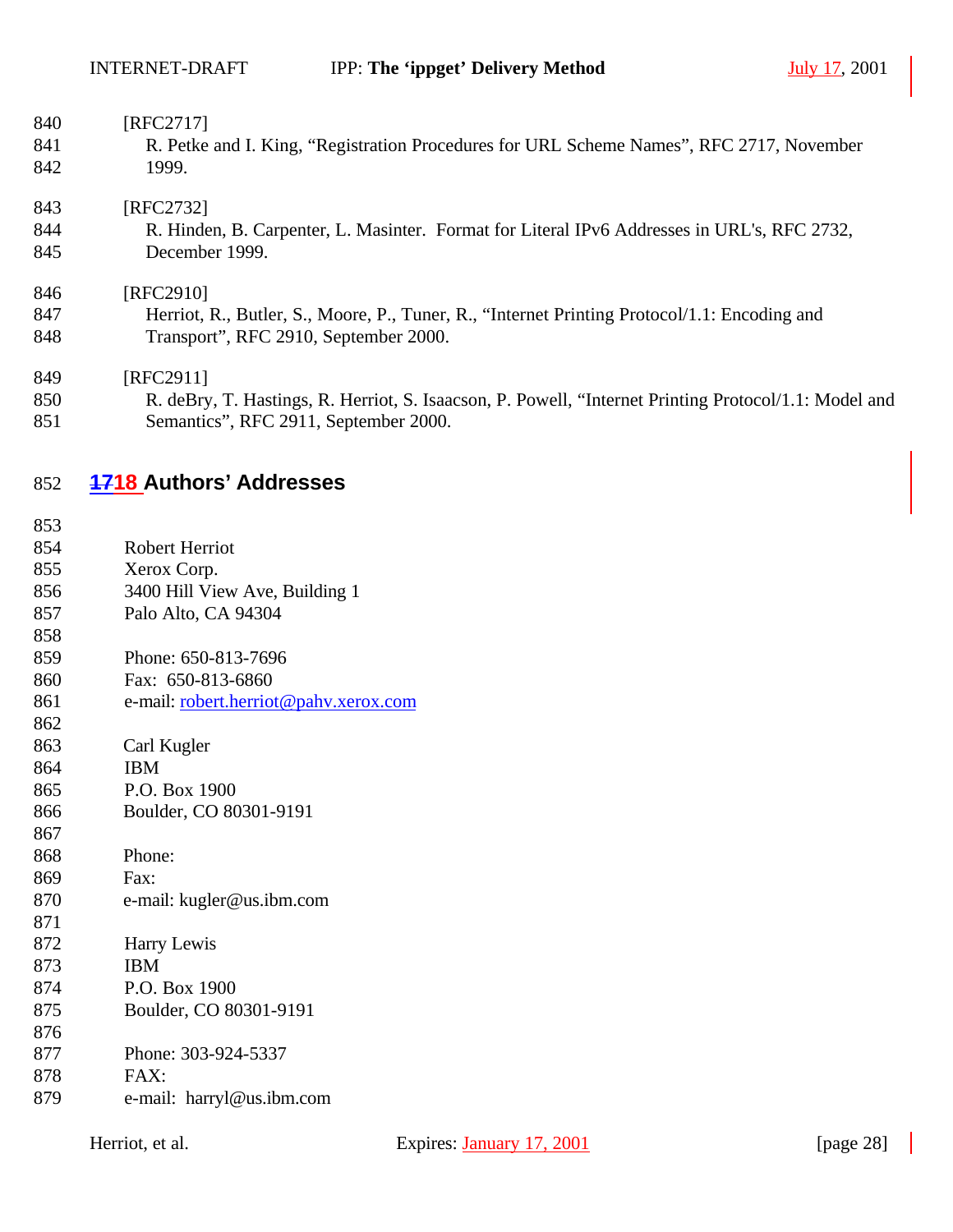[RFC2717]
R. Petke and I. King, “Registration Procedures for URL Scheme Names”, RFC 2717, November 1999.

[RFC2732]
R. Hinden, B. Carpenter, L. Masinter. Format for Literal IPv6 Addresses in URL's, RFC 2732, December 1999.

[RFC2910]
Herriot, R., Butler, S., Moore, P., Tuner, R., “Internet Printing Protocol/1.1: Encoding and Transport”, RFC 2910, September 2000.

[RFC2911]
R. deBry, T. Hastings, R. Herriot, S. Isaacson, P. Powell, “Internet Printing Protocol/1.1: Model and Semantics”, RFC 2911, September 2000.

## ~~17~~18 Authors' Addresses

Robert Herriot
Xerox Corp.
3400 Hill View Ave, Building 1
Palo Alto, CA 94304

Phone: 650-813-7696
Fax: 650-813-6860
e-mail: robert.herriot@pahv.xerox.com

Carl Kugler
IBM
P.O. Box 1900
Boulder, CO 80301-9191

Phone:
Fax:
e-mail: kugler@us.ibm.com

Harry Lewis
IBM
P.O. Box 1900
Boulder, CO 80301-9191

Phone: 303-924-5337
FAX:
e-mail: harryl@us.ibm.com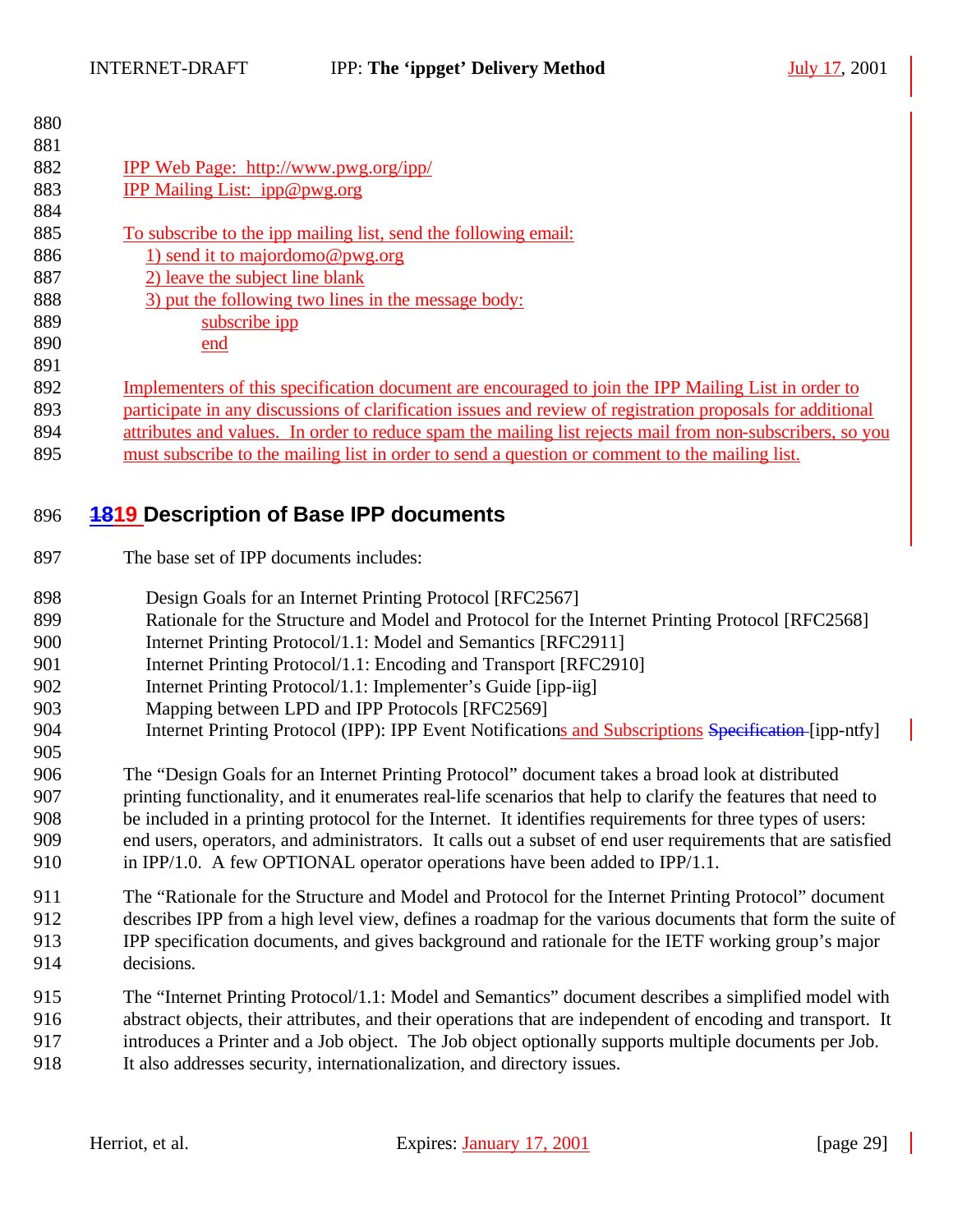IPP Web Page: http://www.pwg.org/ipp/
IPP Mailing List: ipp@pwg.org

To subscribe to the ipp mailing list, send the following email:

1) send it to majordomo@pwg.org
2) leave the subject line blank
3) put the following two lines in the message body:

    subscribe ipp
    end

Implementers of this specification document are encouraged to join the IPP Mailing List in order to participate in any discussions of clarification issues and review of registration proposals for additional attributes and values. In order to reduce spam the mailing list rejects mail from non-subscribers, so you must subscribe to the mailing list in order to send a question or comment to the mailing list.

# 19 Description of Base IPP documents

The base set of IPP documents includes:

- Design Goals for an Internet Printing Protocol [RFC2567]
- Rationale for the Structure and Model and Protocol for the Internet Printing Protocol [RFC2568]
- Internet Printing Protocol/1.1: Model and Semantics [RFC2911]
- Internet Printing Protocol/1.1: Encoding and Transport [RFC2910]
- Internet Printing Protocol/1.1: Implementer's Guide [ipp-iig]
- Mapping between LPD and IPP Protocols [RFC2569]
- Internet Printing Protocol (IPP): IPP Event Notifications and Subscriptions [ipp-ntfy]

The "Design Goals for an Internet Printing Protocol" document takes a broad look at distributed printing functionality, and it enumerates real-life scenarios that help to clarify the features that need to be included in a printing protocol for the Internet. It identifies requirements for three types of users: end users, operators, and administrators. It calls out a subset of end user requirements that are satisfied in IPP/1.0. A few OPTIONAL operator operations have been added to IPP/1.1.

The "Rationale for the Structure and Model and Protocol for the Internet Printing Protocol" document describes IPP from a high level view, defines a roadmap for the various documents that form the suite of IPP specification documents, and gives background and rationale for the IETF working group's major decisions.

The "Internet Printing Protocol/1.1: Model and Semantics" document describes a simplified model with abstract objects, their attributes, and their operations that are independent of encoding and transport. It introduces a Printer and a Job object. The Job object optionally supports multiple documents per Job. It also addresses security, internationalization, and directory issues.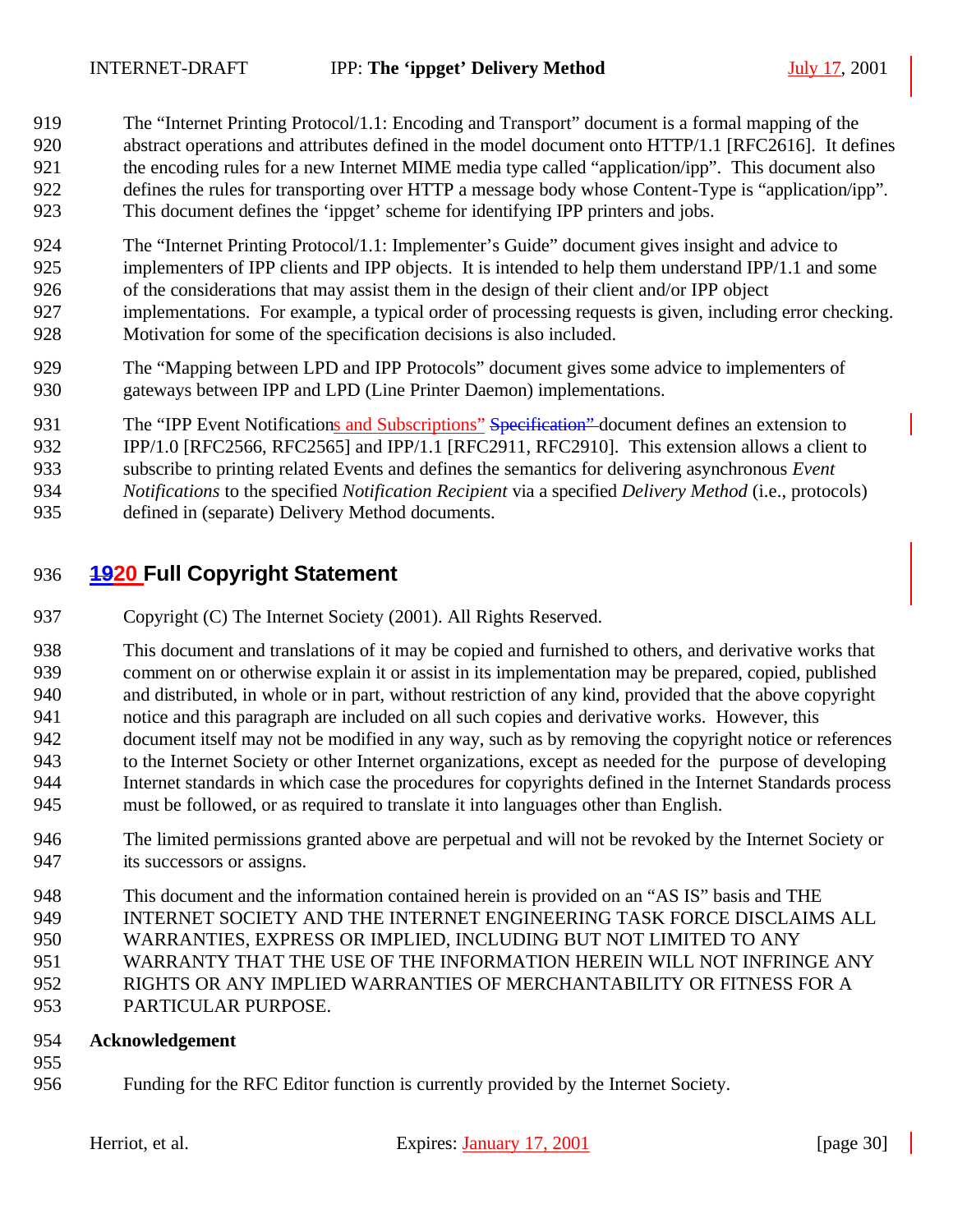The "Internet Printing Protocol/1.1: Encoding and Transport" document is a formal mapping of the abstract operations and attributes defined in the model document onto HTTP/1.1 [RFC2616]. It defines the encoding rules for a new Internet MIME media type called "application/ipp". This document also defines the rules for transporting over HTTP a message body whose Content-Type is "application/ipp". This document defines the 'ippget' scheme for identifying IPP printers and jobs.

The "Internet Printing Protocol/1.1: Implementer's Guide" document gives insight and advice to implementers of IPP clients and IPP objects. It is intended to help them understand IPP/1.1 and some of the considerations that may assist them in the design of their client and/or IPP object implementations. For example, a typical order of processing requests is given, including error checking. Motivation for some of the specification decisions is also included.

The "Mapping between LPD and IPP Protocols" document gives some advice to implementers of gateways between IPP and LPD (Line Printer Daemon) implementations.

The "IPP Event Notifications and Subscriptions" ~~Specification"~~ document defines an extension to IPP/1.0 [RFC2566, RFC2565] and IPP/1.1 [RFC2911, RFC2910]. This extension allows a client to subscribe to printing related Events and defines the semantics for delivering asynchronous *Event Notifications* to the specified *Notification Recipient* via a specified *Delivery Method* (i.e., protocols) defined in (separate) Delivery Method documents.

## ~~19~~20 Full Copyright Statement

Copyright (C) The Internet Society (2001). All Rights Reserved.

This document and translations of it may be copied and furnished to others, and derivative works that comment on or otherwise explain it or assist in its implementation may be prepared, copied, published and distributed, in whole or in part, without restriction of any kind, provided that the above copyright notice and this paragraph are included on all such copies and derivative works. However, this document itself may not be modified in any way, such as by removing the copyright notice or references to the Internet Society or other Internet organizations, except as needed for the purpose of developing Internet standards in which case the procedures for copyrights defined in the Internet Standards process must be followed, or as required to translate it into languages other than English.

The limited permissions granted above are perpetual and will not be revoked by the Internet Society or its successors or assigns.

This document and the information contained herein is provided on an "AS IS" basis and THE INTERNET SOCIETY AND THE INTERNET ENGINEERING TASK FORCE DISCLAIMS ALL WARRANTIES, EXPRESS OR IMPLIED, INCLUDING BUT NOT LIMITED TO ANY WARRANTY THAT THE USE OF THE INFORMATION HEREIN WILL NOT INFRINGE ANY RIGHTS OR ANY IMPLIED WARRANTIES OF MERCHANTABILITY OR FITNESS FOR A PARTICULAR PURPOSE.

**Acknowledgement**

Funding for the RFC Editor function is currently provided by the Internet Society.